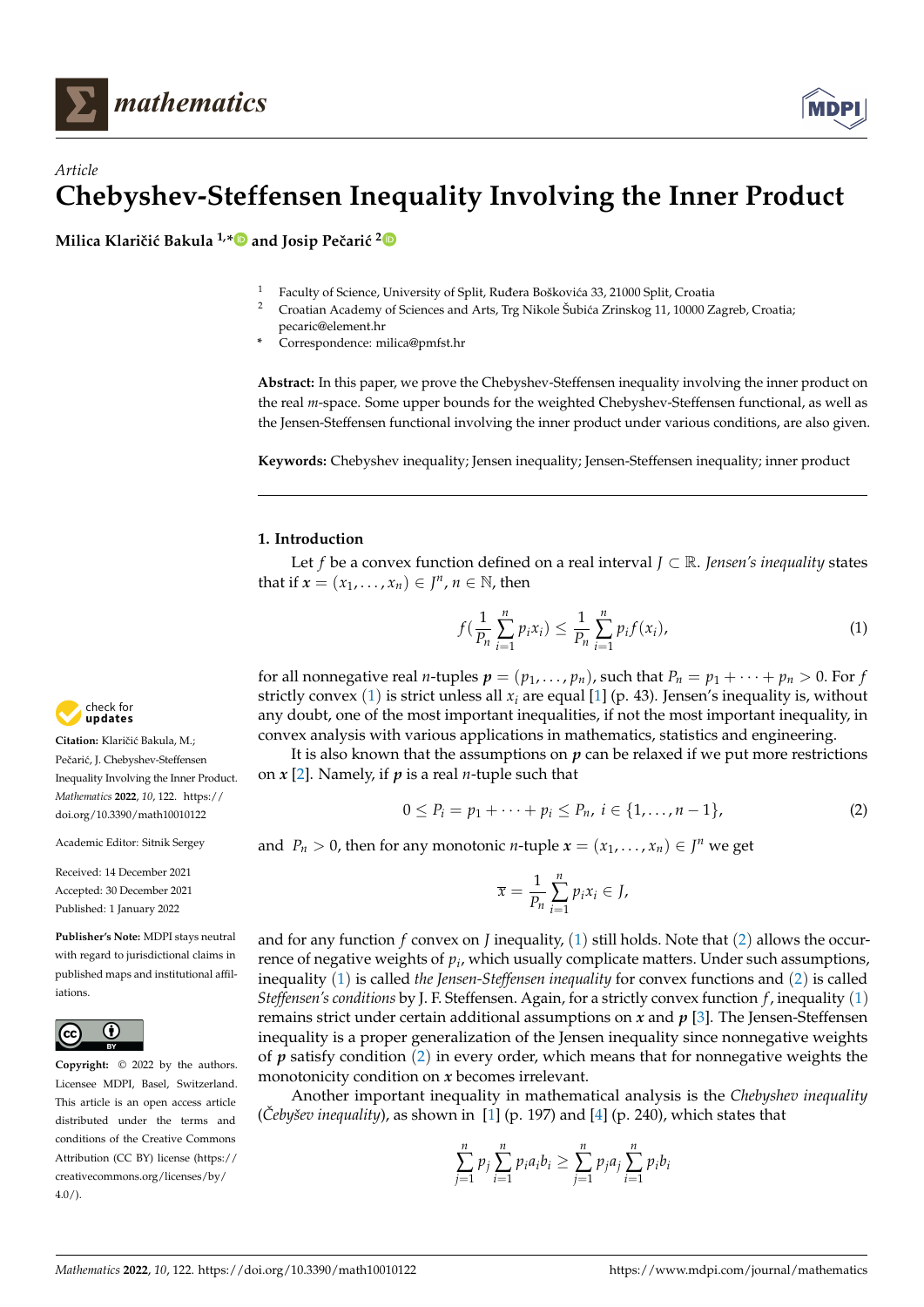*Article*

# Chebyshev-Steffensen Inequality Involving the Inner Product

**Milica Klaričić Bakula [1,*] and Josip Pečarić [2]**

[1] Faculty of Science, University of Split, Ruđera Boškovića 33, 21000 Split, Croatia
[2] Croatian Academy of Sciences and Arts, Trg Nikole Šubića Zrinskog 11, 10000 Zagreb, Croatia; pecaric@element.hr
[*] Correspondence: milica@pmfst.hr

**Abstract:** In this paper, we prove the Chebyshev-Steffensen inequality involving the inner product on the real $m$-space. Some upper bounds for the weighted Chebyshev-Steffensen functional, as well as the Jensen-Steffensen functional involving the inner product under various conditions, are also given.

**Keywords:** Chebyshev inequality; Jensen inequality; Jensen-Steffensen inequality; inner product

**Citation:** Klaričić Bakula, M.; Pečarić, J. Chebyshev-Steffensen Inequality Involving the Inner Product. *Mathematics* **2022**, *10*, 122. https://doi.org/10.3390/math10010122

Academic Editor: Sitnik Sergey

Received: 14 December 2021
Accepted: 30 December 2021
Published: 1 January 2022

**Publisher's Note:** MDPI stays neutral with regard to jurisdictional claims in published maps and institutional affiliations.

**Copyright:** © 2022 by the authors. Licensee MDPI, Basel, Switzerland. This article is an open access article distributed under the terms and conditions of the Creative Commons Attribution (CC BY) license (https://creativecommons.org/licenses/by/4.0/).

## 1. Introduction

Let $f$ be a convex function defined on a real interval $J \subset \mathbb{R}$. *Jensen's inequality* states that if $\boldsymbol{x} = (x_1, \ldots, x_n) \in J^n$, $n \in \mathbb{N}$, then

$$f\Big(\frac{1}{P_n}\sum_{i=1}^{n} p_i x_i\Big) \le \frac{1}{P_n}\sum_{i=1}^{n} p_i f(x_i), \tag{1}$$

for all nonnegative real $n$-tuples $\boldsymbol{p} = (p_1, \ldots, p_n)$, such that $P_n = p_1 + \cdots + p_n > 0$. For $f$ strictly convex (1) is strict unless all $x_i$ are equal [1] (p. 43). Jensen's inequality is, without any doubt, one of the most important inequalities, if not the most important inequality, in convex analysis with various applications in mathematics, statistics and engineering.

It is also known that the assumptions on $\boldsymbol{p}$ can be relaxed if we put more restrictions on $\boldsymbol{x}$ [2]. Namely, if $\boldsymbol{p}$ is a real $n$-tuple such that

$$0 \le P_i = p_1 + \cdots + p_i \le P_n,\ i \in \{1, \ldots, n-1\}, \tag{2}$$

and $P_n > 0$, then for any monotonic $n$-tuple $\boldsymbol{x} = (x_1, \ldots, x_n) \in J^n$ we get

$$\overline{x} = \frac{1}{P_n}\sum_{i=1}^{n} p_i x_i \in J,$$

and for any function $f$ convex on $J$ inequality, (1) still holds. Note that (2) allows the occurrence of negative weights of $p_i$, which usually complicate matters. Under such assumptions, inequality (1) is called *the Jensen-Steffensen inequality* for convex functions and (2) is called *Steffensen's conditions* by J. F. Steffensen. Again, for a strictly convex function $f$, inequality (1) remains strict under certain additional assumptions on $\boldsymbol{x}$ and $\boldsymbol{p}$ [3]. The Jensen-Steffensen inequality is a proper generalization of the Jensen inequality since nonnegative weights of $\boldsymbol{p}$ satisfy condition (2) in every order, which means that for nonnegative weights the monotonicity condition on $\boldsymbol{x}$ becomes irrelevant.

Another important inequality in mathematical analysis is the *Chebyshev inequality* (*Čebyšev inequality*), as shown in [1] (p. 197) and [4] (p. 240), which states that

$$\sum_{j=1}^{n} p_j \sum_{i=1}^{n} p_i a_i b_i \ge \sum_{j=1}^{n} p_j a_j \sum_{i=1}^{n} p_i b_i$$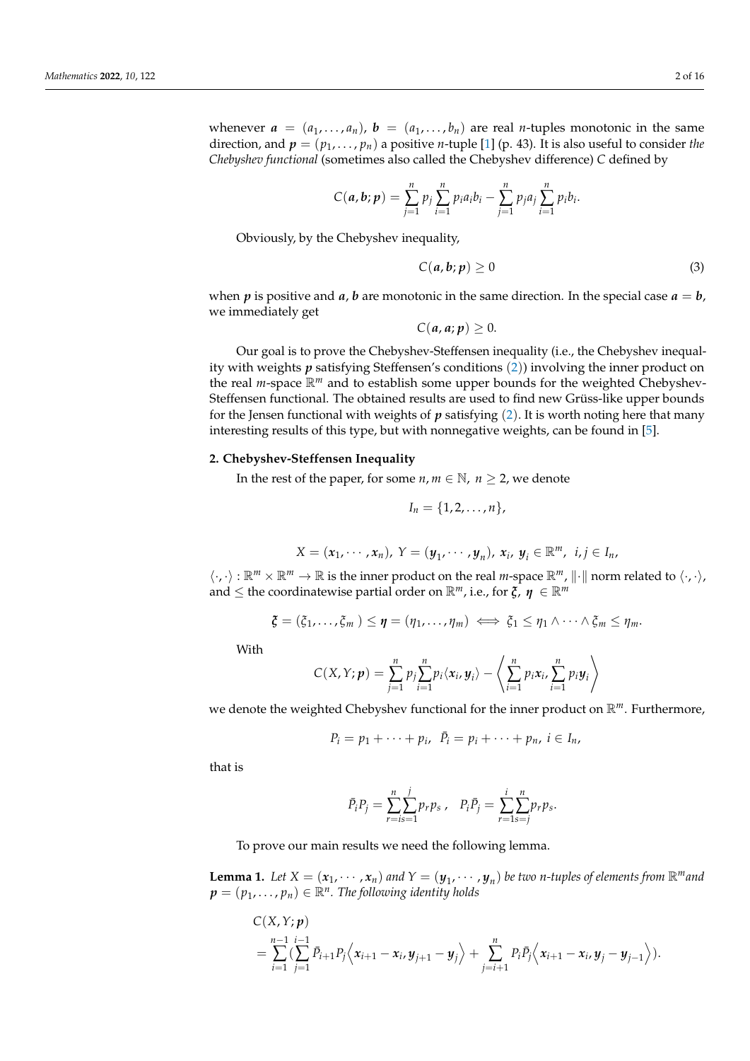whenever $\boldsymbol{a} = (a_1, \ldots, a_n)$, $\boldsymbol{b} = (a_1, \ldots, b_n)$ are real $n$-tuples monotonic in the same direction, and $\boldsymbol{p} = (p_1, \ldots, p_n)$ a positive $n$-tuple [1] (p. 43). It is also useful to consider *the Chebyshev functional* (sometimes also called the Chebyshev difference) $C$ defined by

$$C(\boldsymbol{a}, \boldsymbol{b}; \boldsymbol{p}) = \sum_{j=1}^{n} p_j \sum_{i=1}^{n} p_i a_i b_i - \sum_{j=1}^{n} p_j a_j \sum_{i=1}^{n} p_i b_i.$$

Obviously, by the Chebyshev inequality,

$$C(\boldsymbol{a}, \boldsymbol{b}; \boldsymbol{p}) \geq 0 \tag{3}$$

when $\boldsymbol{p}$ is positive and $\boldsymbol{a}, \boldsymbol{b}$ are monotonic in the same direction. In the special case $\boldsymbol{a} = \boldsymbol{b}$, we immediately get

$$C(\boldsymbol{a}, \boldsymbol{a}; \boldsymbol{p}) \geq 0.$$

Our goal is to prove the Chebyshev-Steffensen inequality (i.e., the Chebyshev inequality with weights $\boldsymbol{p}$ satisfying Steffensen's conditions (2)) involving the inner product on the real $m$-space $\mathbb{R}^m$ and to establish some upper bounds for the weighted Chebyshev-Steffensen functional. The obtained results are used to find new Grüss-like upper bounds for the Jensen functional with weights of $\boldsymbol{p}$ satisfying (2). It is worth noting here that many interesting results of this type, but with nonnegative weights, can be found in [5].

## 2. Chebyshev-Steffensen Inequality

In the rest of the paper, for some $n, m \in \mathbb{N}$, $n \geq 2$, we denote

$$I_n = \{1, 2, \ldots, n\},$$

$$X = (\boldsymbol{x}_1, \cdots, \boldsymbol{x}_n),\ Y = (\boldsymbol{y}_1, \cdots, \boldsymbol{y}_n),\ \boldsymbol{x}_i,\ \boldsymbol{y}_i \in \mathbb{R}^m,\ \ i, j \in I_n,$$

$\langle \cdot, \cdot \rangle : \mathbb{R}^m \times \mathbb{R}^m \to \mathbb{R}$ is the inner product on the real $m$-space $\mathbb{R}^m$, $\|\cdot\|$ norm related to $\langle \cdot, \cdot \rangle$, and $\leq$ the coordinatewise partial order on $\mathbb{R}^m$, i.e., for $\boldsymbol{\xi},\ \boldsymbol{\eta} \in \mathbb{R}^m$

$$\boldsymbol{\xi} = (\xi_1, \ldots, \xi_m) \leq \boldsymbol{\eta} = (\eta_1, \ldots, \eta_m) \iff \xi_1 \leq \eta_1 \wedge \cdots \wedge \xi_m \leq \eta_m.$$

With

$$C(X, Y; \boldsymbol{p}) = \sum_{j=1}^{n} p_j \sum_{i=1}^{n} p_i \langle \boldsymbol{x}_i, \boldsymbol{y}_i \rangle - \left\langle \sum_{i=1}^{n} p_i \boldsymbol{x}_i, \sum_{i=1}^{n} p_i \boldsymbol{y}_i \right\rangle$$

we denote the weighted Chebyshev functional for the inner product on $\mathbb{R}^m$. Furthermore,

$$P_i = p_1 + \cdots + p_i,\ \ \bar{P}_i = p_i + \cdots + p_n,\ i \in I_n,$$

that is

$$\bar{P}_i P_j = \sum_{r=i}^{n} \sum_{s=1}^{j} p_r p_s\ ,\quad P_i \bar{P}_j = \sum_{r=1}^{i} \sum_{s=j}^{n} p_r p_s.$$

To prove our main results we need the following lemma.

**Lemma 1.** *Let $X = (\boldsymbol{x}_1, \cdots, \boldsymbol{x}_n)$ and $Y = (\boldsymbol{y}_1, \cdots, \boldsymbol{y}_n)$ be two $n$-tuples of elements from $\mathbb{R}^m$ and $\boldsymbol{p} = (p_1, \ldots, p_n) \in \mathbb{R}^n$. The following identity holds*

$$\begin{aligned}
&C(X, Y; \boldsymbol{p}) \\
&= \sum_{i=1}^{n-1} \Big( \sum_{j=1}^{i-1} \bar{P}_{i+1} P_j \Big\langle \boldsymbol{x}_{i+1} - \boldsymbol{x}_i, \boldsymbol{y}_{j+1} - \boldsymbol{y}_j \Big\rangle + \sum_{j=i+1}^{n} P_i \bar{P}_j \Big\langle \boldsymbol{x}_{i+1} - \boldsymbol{x}_i, \boldsymbol{y}_j - \boldsymbol{y}_{j-1} \Big\rangle \Big).
\end{aligned}$$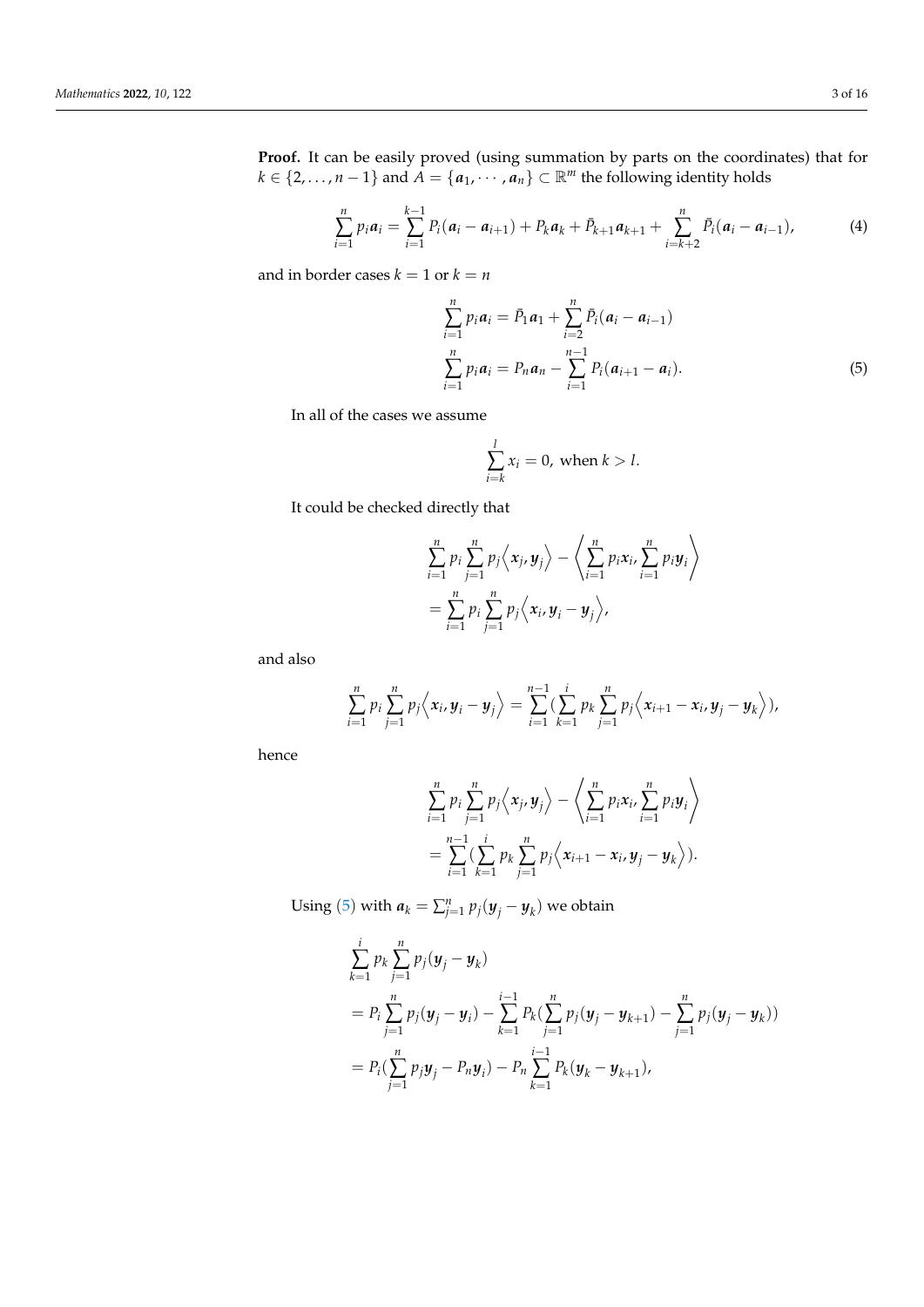**Proof.** It can be easily proved (using summation by parts on the coordinates) that for $k \in \{2, \ldots, n-1\}$ and $A = \{\boldsymbol{a}_1, \cdots, \boldsymbol{a}_n\} \subset \mathbb{R}^m$ the following identity holds

$$\sum_{i=1}^{n} p_i \boldsymbol{a}_i = \sum_{i=1}^{k-1} P_i(\boldsymbol{a}_i - \boldsymbol{a}_{i+1}) + P_k \boldsymbol{a}_k + \bar{P}_{k+1} \boldsymbol{a}_{k+1} + \sum_{i=k+2}^{n} \bar{P}_i(\boldsymbol{a}_i - \boldsymbol{a}_{i-1}), \tag{4}$$

and in border cases $k = 1$ or $k = n$

$$\begin{aligned}
\sum_{i=1}^{n} p_i \boldsymbol{a}_i &= \bar{P}_1 \boldsymbol{a}_1 + \sum_{i=2}^{n} \bar{P}_i(\boldsymbol{a}_i - \boldsymbol{a}_{i-1}) \\
\sum_{i=1}^{n} p_i \boldsymbol{a}_i &= P_n \boldsymbol{a}_n - \sum_{i=1}^{n-1} P_i(\boldsymbol{a}_{i+1} - \boldsymbol{a}_i).
\end{aligned} \tag{5}$$

In all of the cases we assume

$$\sum_{i=k}^{l} x_i = 0, \text{ when } k > l.$$

It could be checked directly that

$$\begin{aligned}
&\sum_{i=1}^{n} p_i \sum_{j=1}^{n} p_j \left\langle \boldsymbol{x}_j, \boldsymbol{y}_j \right\rangle - \left\langle \sum_{i=1}^{n} p_i \boldsymbol{x}_i, \sum_{i=1}^{n} p_i \boldsymbol{y}_i \right\rangle \\
&= \sum_{i=1}^{n} p_i \sum_{j=1}^{n} p_j \left\langle \boldsymbol{x}_i, \boldsymbol{y}_i - \boldsymbol{y}_j \right\rangle,
\end{aligned}$$

and also

$$\sum_{i=1}^{n} p_i \sum_{j=1}^{n} p_j \left\langle \boldsymbol{x}_i, \boldsymbol{y}_i - \boldsymbol{y}_j \right\rangle = \sum_{i=1}^{n-1} \left( \sum_{k=1}^{i} p_k \sum_{j=1}^{n} p_j \left\langle \boldsymbol{x}_{i+1} - \boldsymbol{x}_i, \boldsymbol{y}_j - \boldsymbol{y}_k \right\rangle \right),$$

hence

$$\begin{aligned}
&\sum_{i=1}^{n} p_i \sum_{j=1}^{n} p_j \left\langle \boldsymbol{x}_j, \boldsymbol{y}_j \right\rangle - \left\langle \sum_{i=1}^{n} p_i \boldsymbol{x}_i, \sum_{i=1}^{n} p_i \boldsymbol{y}_i \right\rangle \\
&= \sum_{i=1}^{n-1} \left( \sum_{k=1}^{i} p_k \sum_{j=1}^{n} p_j \left\langle \boldsymbol{x}_{i+1} - \boldsymbol{x}_i, \boldsymbol{y}_j - \boldsymbol{y}_k \right\rangle \right).
\end{aligned}$$

Using (5) with $\boldsymbol{a}_k = \sum_{j=1}^{n} p_j(\boldsymbol{y}_j - \boldsymbol{y}_k)$ we obtain

$$\begin{aligned}
&\sum_{k=1}^{i} p_k \sum_{j=1}^{n} p_j(\boldsymbol{y}_j - \boldsymbol{y}_k) \\
&= P_i \sum_{j=1}^{n} p_j(\boldsymbol{y}_j - \boldsymbol{y}_i) - \sum_{k=1}^{i-1} P_k \left( \sum_{j=1}^{n} p_j(\boldsymbol{y}_j - \boldsymbol{y}_{k+1}) - \sum_{j=1}^{n} p_j(\boldsymbol{y}_j - \boldsymbol{y}_k) \right) \\
&= P_i \left( \sum_{j=1}^{n} p_j \boldsymbol{y}_j - P_n \boldsymbol{y}_i \right) - P_n \sum_{k=1}^{i-1} P_k(\boldsymbol{y}_k - \boldsymbol{y}_{k+1}),
\end{aligned}$$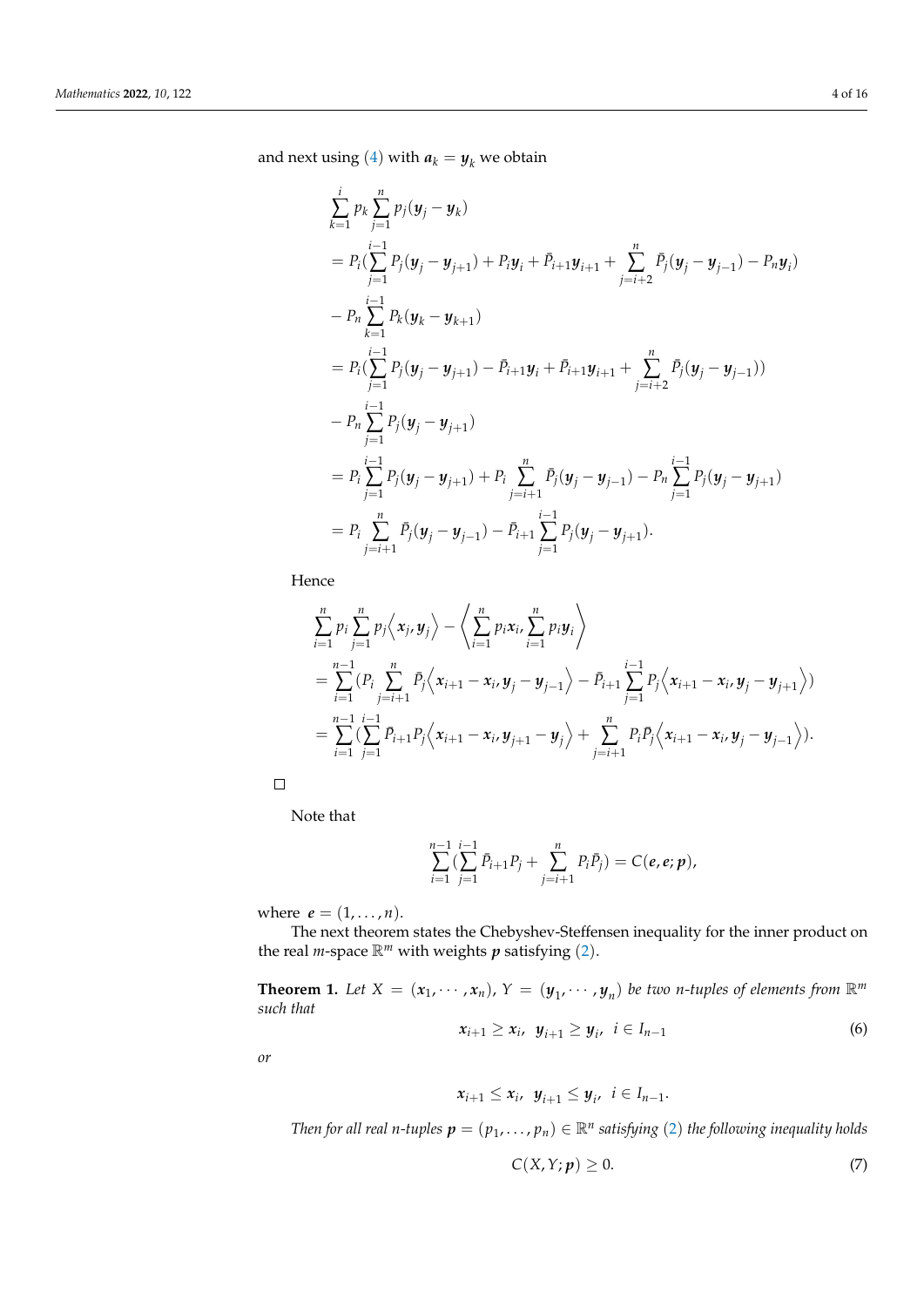and next using (4) with $\boldsymbol{a}_k = \boldsymbol{y}_k$ we obtain

$$
\begin{aligned}
&\sum_{k=1}^{i} p_k \sum_{j=1}^{n} p_j (\boldsymbol{y}_j - \boldsymbol{y}_k) \\
&= P_i \Big(\sum_{j=1}^{i-1} P_j (\boldsymbol{y}_j - \boldsymbol{y}_{j+1}) + P_i \boldsymbol{y}_i + \bar{P}_{i+1} \boldsymbol{y}_{i+1} + \sum_{j=i+2}^{n} \bar{P}_j (\boldsymbol{y}_j - \boldsymbol{y}_{j-1}) - P_n \boldsymbol{y}_i \Big) \\
&- P_n \sum_{k=1}^{i-1} P_k (\boldsymbol{y}_k - \boldsymbol{y}_{k+1}) \\
&= P_i \Big(\sum_{j=1}^{i-1} P_j (\boldsymbol{y}_j - \boldsymbol{y}_{j+1}) - \bar{P}_{i+1} \boldsymbol{y}_i + \bar{P}_{i+1} \boldsymbol{y}_{i+1} + \sum_{j=i+2}^{n} \bar{P}_j (\boldsymbol{y}_j - \boldsymbol{y}_{j-1}) \Big) \\
&- P_n \sum_{j=1}^{i-1} P_j (\boldsymbol{y}_j - \boldsymbol{y}_{j+1}) \\
&= P_i \sum_{j=1}^{i-1} P_j (\boldsymbol{y}_j - \boldsymbol{y}_{j+1}) + P_i \sum_{j=i+1}^{n} \bar{P}_j (\boldsymbol{y}_j - \boldsymbol{y}_{j-1}) - P_n \sum_{j=1}^{i-1} P_j (\boldsymbol{y}_j - \boldsymbol{y}_{j+1}) \\
&= P_i \sum_{j=i+1}^{n} \bar{P}_j (\boldsymbol{y}_j - \boldsymbol{y}_{j-1}) - \bar{P}_{i+1} \sum_{j=1}^{i-1} P_j (\boldsymbol{y}_j - \boldsymbol{y}_{j+1}).
\end{aligned}
$$

Hence

$$
\begin{aligned}
&\sum_{i=1}^{n} p_i \sum_{j=1}^{n} p_j \Big\langle \boldsymbol{x}_j, \boldsymbol{y}_j \Big\rangle - \Big\langle \sum_{i=1}^{n} p_i \boldsymbol{x}_i, \sum_{i=1}^{n} p_i \boldsymbol{y}_i \Big\rangle \\
&= \sum_{i=1}^{n-1} \Big(P_i \sum_{j=i+1}^{n} \bar{P}_j \Big\langle \boldsymbol{x}_{i+1} - \boldsymbol{x}_i, \boldsymbol{y}_j - \boldsymbol{y}_{j-1} \Big\rangle - \bar{P}_{i+1} \sum_{j=1}^{i-1} P_j \Big\langle \boldsymbol{x}_{i+1} - \boldsymbol{x}_i, \boldsymbol{y}_j - \boldsymbol{y}_{j+1} \Big\rangle \Big) \\
&= \sum_{i=1}^{n-1} \Big(\sum_{j=1}^{i-1} \bar{P}_{i+1} P_j \Big\langle \boldsymbol{x}_{i+1} - \boldsymbol{x}_i, \boldsymbol{y}_{j+1} - \boldsymbol{y}_j \Big\rangle + \sum_{j=i+1}^{n} P_i \bar{P}_j \Big\langle \boldsymbol{x}_{i+1} - \boldsymbol{x}_i, \boldsymbol{y}_j - \boldsymbol{y}_{j-1} \Big\rangle \Big).
\end{aligned}
$$

□

Note that

$$
\sum_{i=1}^{n-1} \Big(\sum_{j=1}^{i-1} \bar{P}_{i+1} P_j + \sum_{j=i+1}^{n} P_i \bar{P}_j \Big) = C(\boldsymbol{e}, \boldsymbol{e}; \boldsymbol{p}),
$$

where $\boldsymbol{e} = (1, \ldots, n)$.

The next theorem states the Chebyshev-Steffensen inequality for the inner product on the real $m$-space $\mathbb{R}^m$ with weights $\boldsymbol{p}$ satisfying (2).

**Theorem 1.** *Let $X = (\boldsymbol{x}_1, \cdots, \boldsymbol{x}_n)$, $Y = (\boldsymbol{y}_1, \cdots, \boldsymbol{y}_n)$ be two $n$-tuples of elements from $\mathbb{R}^m$ such that*

$$
\boldsymbol{x}_{i+1} \geq \boldsymbol{x}_i, \;\; \boldsymbol{y}_{i+1} \geq \boldsymbol{y}_i, \;\; i \in I_{n-1} \tag{6}
$$

*or*

$$
\boldsymbol{x}_{i+1} \leq \boldsymbol{x}_i, \;\; \boldsymbol{y}_{i+1} \leq \boldsymbol{y}_i, \;\; i \in I_{n-1}.
$$

*Then for all real $n$-tuples $\boldsymbol{p} = (p_1, \ldots, p_n) \in \mathbb{R}^n$ satisfying (2) the following inequality holds*

$$
C(X, Y; \boldsymbol{p}) \geq 0. \tag{7}
$$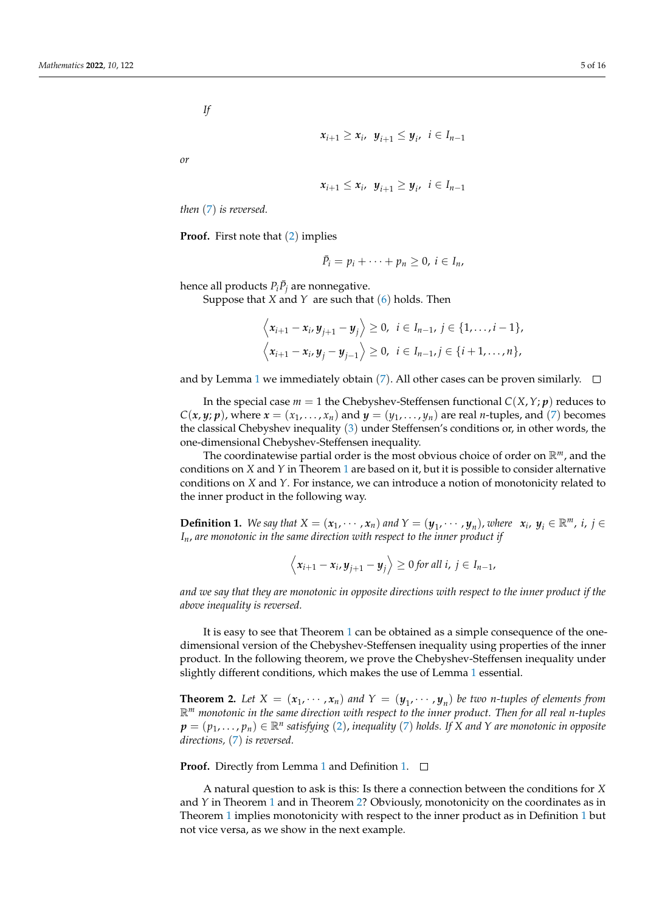*If*

$$\boldsymbol{x}_{i+1} \geq \boldsymbol{x}_i, \;\; \boldsymbol{y}_{i+1} \leq \boldsymbol{y}_i, \;\; i \in I_{n-1}$$

*or*

$$\boldsymbol{x}_{i+1} \leq \boldsymbol{x}_i, \;\; \boldsymbol{y}_{i+1} \geq \boldsymbol{y}_i, \;\; i \in I_{n-1}$$

*then* (7) *is reversed.*

**Proof.** First note that (2) implies

$$\bar{P}_i = p_i + \cdots + p_n \geq 0, \; i \in I_n,$$

hence all products $P_i \bar{P}_j$ are nonnegative.

Suppose that $X$ and $Y$ are such that (6) holds. Then

$$\left\langle \boldsymbol{x}_{i+1} - \boldsymbol{x}_i, \boldsymbol{y}_{j+1} - \boldsymbol{y}_j \right\rangle \geq 0, \;\; i \in I_{n-1}, \; j \in \{1, \ldots, i-1\},$$
$$\left\langle \boldsymbol{x}_{i+1} - \boldsymbol{x}_i, \boldsymbol{y}_j - \boldsymbol{y}_{j-1} \right\rangle \geq 0, \;\; i \in I_{n-1}, j \in \{i+1, \ldots, n\},$$

and by Lemma 1 we immediately obtain (7). All other cases can be proven similarly. □

In the special case $m = 1$ the Chebyshev-Steffensen functional $C(X, Y; \boldsymbol{p})$ reduces to $C(\boldsymbol{x}, \boldsymbol{y}; \boldsymbol{p})$, where $\boldsymbol{x} = (x_1, \ldots, x_n)$ and $\boldsymbol{y} = (y_1, \ldots, y_n)$ are real $n$-tuples, and (7) becomes the classical Chebyshev inequality (3) under Steffensen's conditions or, in other words, the one-dimensional Chebyshev-Steffensen inequality.

The coordinatewise partial order is the most obvious choice of order on $\mathbb{R}^m$, and the conditions on $X$ and $Y$ in Theorem 1 are based on it, but it is possible to consider alternative conditions on $X$ and $Y$. For instance, we can introduce a notion of monotonicity related to the inner product in the following way.

**Definition 1.** *We say that $X = (\boldsymbol{x}_1, \cdots, \boldsymbol{x}_n)$ and $Y = (\boldsymbol{y}_1, \cdots, \boldsymbol{y}_n)$, where $\boldsymbol{x}_i, \boldsymbol{y}_i \in \mathbb{R}^m$, $i, j \in I_n$, are monotonic in the same direction with respect to the inner product if*

$$\left\langle \boldsymbol{x}_{i+1} - \boldsymbol{x}_i, \boldsymbol{y}_{j+1} - \boldsymbol{y}_j \right\rangle \geq 0 \text{ for all } i, \; j \in I_{n-1},$$

*and we say that they are monotonic in opposite directions with respect to the inner product if the above inequality is reversed.*

It is easy to see that Theorem 1 can be obtained as a simple consequence of the one-dimensional version of the Chebyshev-Steffensen inequality using properties of the inner product. In the following theorem, we prove the Chebyshev-Steffensen inequality under slightly different conditions, which makes the use of Lemma 1 essential.

**Theorem 2.** *Let $X = (\boldsymbol{x}_1, \cdots, \boldsymbol{x}_n)$ and $Y = (\boldsymbol{y}_1, \cdots, \boldsymbol{y}_n)$ be two $n$-tuples of elements from $\mathbb{R}^m$ monotonic in the same direction with respect to the inner product. Then for all real $n$-tuples $\boldsymbol{p} = (p_1, \ldots, p_n) \in \mathbb{R}^n$ satisfying* (2)*, inequality* (7) *holds. If $X$ and $Y$ are monotonic in opposite directions,* (7) *is reversed.*

**Proof.** Directly from Lemma 1 and Definition 1. □

A natural question to ask is this: Is there a connection between the conditions for $X$ and $Y$ in Theorem 1 and in Theorem 2? Obviously, monotonicity on the coordinates as in Theorem 1 implies monotonicity with respect to the inner product as in Definition 1 but not vice versa, as we show in the next example.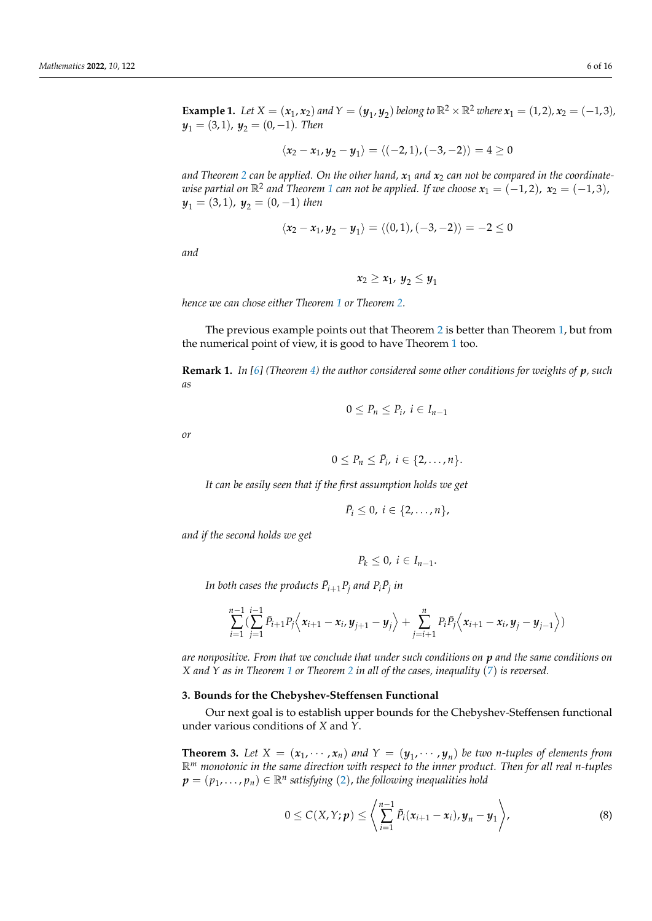**Example 1.** *Let $X = (\boldsymbol{x}_1, \boldsymbol{x}_2)$ and $Y = (\boldsymbol{y}_1, \boldsymbol{y}_2)$ belong to $\mathbb{R}^2 \times \mathbb{R}^2$ where $\boldsymbol{x}_1 = (1,2), \boldsymbol{x}_2 = (-1,3)$, $\boldsymbol{y}_1 = (3,1)$, $\boldsymbol{y}_2 = (0,-1)$. Then*

$$\langle \boldsymbol{x}_2 - \boldsymbol{x}_1, \boldsymbol{y}_2 - \boldsymbol{y}_1 \rangle = \langle (-2,1), (-3,-2) \rangle = 4 \geq 0$$

*and Theorem 2 can be applied. On the other hand, $\boldsymbol{x}_1$ and $\boldsymbol{x}_2$ can not be compared in the coordinate-wise partial on $\mathbb{R}^2$ and Theorem 1 can not be applied. If we choose $\boldsymbol{x}_1 = (-1,2)$, $\boldsymbol{x}_2 = (-1,3)$, $\boldsymbol{y}_1 = (3,1)$, $\boldsymbol{y}_2 = (0,-1)$ then*

$$\langle \boldsymbol{x}_2 - \boldsymbol{x}_1, \boldsymbol{y}_2 - \boldsymbol{y}_1 \rangle = \langle (0,1), (-3,-2) \rangle = -2 \leq 0$$

*and*

$$\boldsymbol{x}_2 \geq \boldsymbol{x}_1, \; \boldsymbol{y}_2 \leq \boldsymbol{y}_1$$

*hence we can chose either Theorem 1 or Theorem 2.*

The previous example points out that Theorem 2 is better than Theorem 1, but from the numerical point of view, it is good to have Theorem 1 too.

**Remark 1.** *In [6] (Theorem 4) the author considered some other conditions for weights of $\boldsymbol{p}$, such as*

$$0 \leq P_n \leq P_i, \; i \in I_{n-1}$$

*or*

$$0 \leq P_n \leq \bar{P}_i, \; i \in \{2, \ldots, n\}.$$

*It can be easily seen that if the first assumption holds we get*

$$\bar{P}_i \leq 0, \; i \in \{2, \ldots, n\},$$

*and if the second holds we get*

$$P_k \leq 0, \; i \in I_{n-1}.$$

*In both cases the products $\bar{P}_{i+1}P_j$ and $P_i\bar{P}_j$ in*

$$\sum_{i=1}^{n-1} \Big( \sum_{j=1}^{i-1} \bar{P}_{i+1}P_j \Big\langle \boldsymbol{x}_{i+1} - \boldsymbol{x}_i, \boldsymbol{y}_{j+1} - \boldsymbol{y}_j \Big\rangle + \sum_{j=i+1}^{n} P_i\bar{P}_j \Big\langle \boldsymbol{x}_{i+1} - \boldsymbol{x}_i, \boldsymbol{y}_j - \boldsymbol{y}_{j-1} \Big\rangle \Big)$$

*are nonpositive. From that we conclude that under such conditions on $\boldsymbol{p}$ and the same conditions on $X$ and $Y$ as in Theorem 1 or Theorem 2 in all of the cases, inequality (7) is reversed.*

### 3. Bounds for the Chebyshev-Steffensen Functional

Our next goal is to establish upper bounds for the Chebyshev-Steffensen functional under various conditions of $X$ and $Y$.

**Theorem 3.** *Let $X = (\boldsymbol{x}_1, \cdots, \boldsymbol{x}_n)$ and $Y = (\boldsymbol{y}_1, \cdots, \boldsymbol{y}_n)$ be two $n$-tuples of elements from $\mathbb{R}^m$ monotonic in the same direction with respect to the inner product. Then for all real $n$-tuples $\boldsymbol{p} = (p_1, \ldots, p_n) \in \mathbb{R}^n$ satisfying (2), the following inequalities hold*

$$0 \leq C(X, Y; \boldsymbol{p}) \leq \left\langle \sum_{i=1}^{n-1} \bar{P}_i (\boldsymbol{x}_{i+1} - \boldsymbol{x}_i), \boldsymbol{y}_n - \boldsymbol{y}_1 \right\rangle, \tag{8}$$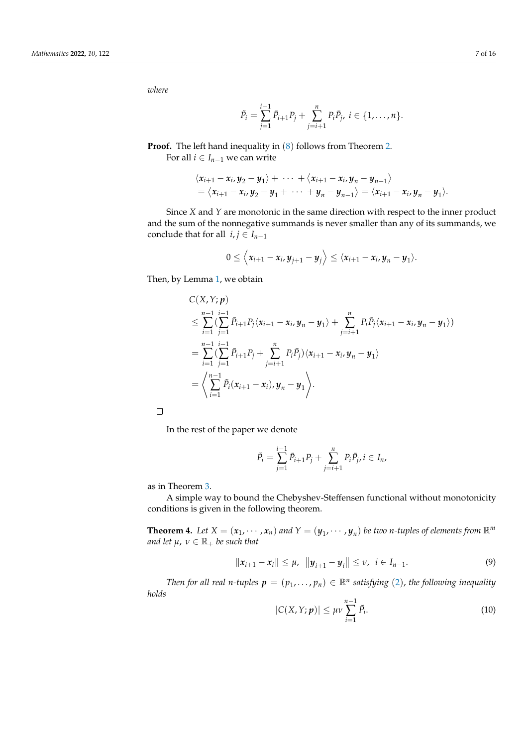*where*

$$\tilde{P}_i = \sum_{j=1}^{i-1} \bar{P}_{i+1} P_j + \sum_{j=i+1}^{n} P_i \bar{P}_j,\ i \in \{1, \ldots, n\}.$$

**Proof.** The left hand inequality in (8) follows from Theorem 2.

For all $i \in I_{n-1}$ we can write

$$\begin{aligned}
&\langle \boldsymbol{x}_{i+1} - \boldsymbol{x}_i, \boldsymbol{y}_2 - \boldsymbol{y}_1 \rangle + \cdots + \langle \boldsymbol{x}_{i+1} - \boldsymbol{x}_i, \boldsymbol{y}_n - \boldsymbol{y}_{n-1} \rangle \\
&= \langle \boldsymbol{x}_{i+1} - \boldsymbol{x}_i, \boldsymbol{y}_2 - \boldsymbol{y}_1 + \cdots + \boldsymbol{y}_n - \boldsymbol{y}_{n-1} \rangle = \langle \boldsymbol{x}_{i+1} - \boldsymbol{x}_i, \boldsymbol{y}_n - \boldsymbol{y}_1 \rangle.
\end{aligned}$$

Since $X$ and $Y$ are monotonic in the same direction with respect to the inner product and the sum of the nonnegative summands is never smaller than any of its summands, we conclude that for all $i, j \in I_{n-1}$

$$0 \leq \left\langle \boldsymbol{x}_{i+1} - \boldsymbol{x}_i, \boldsymbol{y}_{j+1} - \boldsymbol{y}_j \right\rangle \leq \langle \boldsymbol{x}_{i+1} - \boldsymbol{x}_i, \boldsymbol{y}_n - \boldsymbol{y}_1 \rangle.$$

Then, by Lemma 1, we obtain

$$\begin{aligned}
&C(X, Y; \boldsymbol{p}) \\
&\leq \sum_{i=1}^{n-1} \Big( \sum_{j=1}^{i-1} \bar{P}_{i+1} P_j \langle \boldsymbol{x}_{i+1} - \boldsymbol{x}_i, \boldsymbol{y}_n - \boldsymbol{y}_1 \rangle + \sum_{j=i+1}^{n} P_i \bar{P}_j \langle \boldsymbol{x}_{i+1} - \boldsymbol{x}_i, \boldsymbol{y}_n - \boldsymbol{y}_1 \rangle \Big) \\
&= \sum_{i=1}^{n-1} \Big( \sum_{j=1}^{i-1} \bar{P}_{i+1} P_j + \sum_{j=i+1}^{n} P_i \bar{P}_j \Big) \langle \boldsymbol{x}_{i+1} - \boldsymbol{x}_i, \boldsymbol{y}_n - \boldsymbol{y}_1 \rangle \\
&= \left\langle \sum_{i=1}^{n-1} \tilde{P}_i (\boldsymbol{x}_{i+1} - \boldsymbol{x}_i), \boldsymbol{y}_n - \boldsymbol{y}_1 \right\rangle.
\end{aligned}$$

□

In the rest of the paper we denote

$$\tilde{P}_i = \sum_{j=1}^{i-1} \bar{P}_{i+1} P_j + \sum_{j=i+1}^{n} P_i \bar{P}_j, i \in I_n,$$

as in Theorem 3.

A simple way to bound the Chebyshev-Steffensen functional without monotonicity conditions is given in the following theorem.

**Theorem 4.** *Let $X = (\boldsymbol{x}_1, \cdots, \boldsymbol{x}_n)$ and $Y = (\boldsymbol{y}_1, \cdots, \boldsymbol{y}_n)$ be two $n$-tuples of elements from $\mathbb{R}^m$ and let $\mu$, $\nu \in \mathbb{R}_+$ be such that*

$$\|\boldsymbol{x}_{i+1} - \boldsymbol{x}_i\| \leq \mu, \ \ \|\boldsymbol{y}_{i+1} - \boldsymbol{y}_i\| \leq \nu, \ \ i \in I_{n-1}. \tag{9}$$

*Then for all real $n$-tuples $\boldsymbol{p} = (p_1, \ldots, p_n) \in \mathbb{R}^n$ satisfying (2), the following inequality holds*

$$|C(X, Y; \boldsymbol{p})| \leq \mu\nu \sum_{i=1}^{n-1} \tilde{P}_i. \tag{10}$$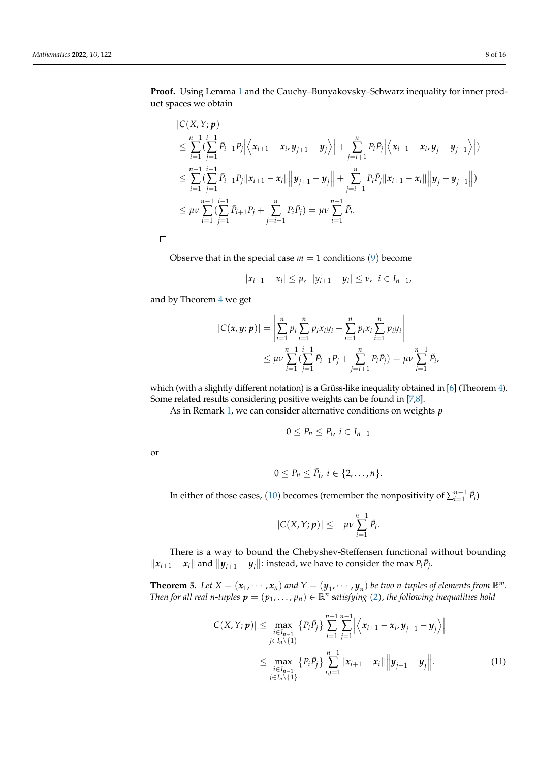**Proof.** Using Lemma 1 and the Cauchy–Bunyakovsky–Schwarz inequality for inner product spaces we obtain

$$
\begin{aligned}
&|C(X, Y; \boldsymbol{p})| \\
&\leq \sum_{i=1}^{n-1} \Big( \sum_{j=1}^{i-1} \bar{P}_{i+1} P_j \Big| \Big\langle \boldsymbol{x}_{i+1} - \boldsymbol{x}_i, \boldsymbol{y}_{j+1} - \boldsymbol{y}_j \Big\rangle \Big| + \sum_{j=i+1}^{n} P_i \bar{P}_j \Big| \Big\langle \boldsymbol{x}_{i+1} - \boldsymbol{x}_i, \boldsymbol{y}_j - \boldsymbol{y}_{j-1} \Big\rangle \Big| \Big) \\
&\leq \sum_{i=1}^{n-1} \Big( \sum_{j=1}^{i-1} \bar{P}_{i+1} P_j \|\boldsymbol{x}_{i+1} - \boldsymbol{x}_i\| \Big\| \boldsymbol{y}_{j+1} - \boldsymbol{y}_j \Big\| + \sum_{j=i+1}^{n} P_i \bar{P}_j \|\boldsymbol{x}_{i+1} - \boldsymbol{x}_i\| \Big\| \boldsymbol{y}_j - \boldsymbol{y}_{j-1} \Big\| \Big) \\
&\leq \mu\nu \sum_{i=1}^{n-1} \Big( \sum_{j=1}^{i-1} \bar{P}_{i+1} P_j + \sum_{j=i+1}^{n} P_i \bar{P}_j \Big) = \mu\nu \sum_{i=1}^{n-1} \bar{P}_i.
\end{aligned}
$$

□

Observe that in the special case $m = 1$ conditions (9) become

$$
|x_{i+1} - x_i| \leq \mu, \ \ |y_{i+1} - y_i| \leq \nu, \ \ i \in I_{n-1},
$$

and by Theorem 4 we get

$$
\begin{aligned}
|C(\boldsymbol{x}, \boldsymbol{y}; \boldsymbol{p})| &= \left| \sum_{i=1}^{n} p_i \sum_{i=1}^{n} p_i x_i y_i - \sum_{i=1}^{n} p_i x_i \sum_{i=1}^{n} p_i y_i \right| \\
&\leq \mu\nu \sum_{i=1}^{n-1} \Big( \sum_{j=1}^{i-1} \bar{P}_{i+1} P_j + \sum_{j=i+1}^{n} P_i \bar{P}_j \Big) = \mu\nu \sum_{i=1}^{n-1} \bar{P}_i,
\end{aligned}
$$

which (with a slightly different notation) is a Grüss-like inequality obtained in [6] (Theorem 4). Some related results considering positive weights can be found in [7,8].

As in Remark 1, we can consider alternative conditions on weights $\boldsymbol{p}$

$$
0 \leq P_n \leq P_i, \ i \in I_{n-1}
$$

or

$$
0 \leq P_n \leq \bar{P}_i, \ i \in \{2, \ldots, n\}.
$$

In either of those cases, (10) becomes (remember the nonpositivity of $\sum_{i=1}^{n-1} \bar{P}_i$)

$$
|C(X, Y; \boldsymbol{p})| \leq -\mu\nu \sum_{i=1}^{n-1} \bar{P}_i.
$$

There is a way to bound the Chebyshev-Steffensen functional without bounding $\|\boldsymbol{x}_{i+1} - \boldsymbol{x}_i\|$ and $\|\boldsymbol{y}_{i+1} - \boldsymbol{y}_i\|$: instead, we have to consider the max $P_i \bar{P}_j$.

**Theorem 5.** *Let $X = (\boldsymbol{x}_1, \cdots, \boldsymbol{x}_n)$ and $Y = (\boldsymbol{y}_1, \cdots, \boldsymbol{y}_n)$ be two n-tuples of elements from $\mathbb{R}^m$. Then for all real n-tuples $\boldsymbol{p} = (p_1, \ldots, p_n) \in \mathbb{R}^n$ satisfying (2), the following inequalities hold*

$$
\begin{aligned}
|C(X, Y; \boldsymbol{p})| &\leq \max_{\substack{i \in I_{n-1} \\ j \in I_n \setminus \{1\}}} \{P_i \bar{P}_j\} \sum_{i=1}^{n-1} \sum_{j=1}^{n-1} \Big| \Big\langle \boldsymbol{x}_{i+1} - \boldsymbol{x}_i, \boldsymbol{y}_{j+1} - \boldsymbol{y}_j \Big\rangle \Big| \\
&\leq \max_{\substack{i \in I_{n-1} \\ j \in I_n \setminus \{1\}}} \{P_i \bar{P}_j\} \sum_{i,j=1}^{n-1} \|\boldsymbol{x}_{i+1} - \boldsymbol{x}_i\| \Big\| \boldsymbol{y}_{j+1} - \boldsymbol{y}_j \Big\|. \qquad (11)
\end{aligned}
$$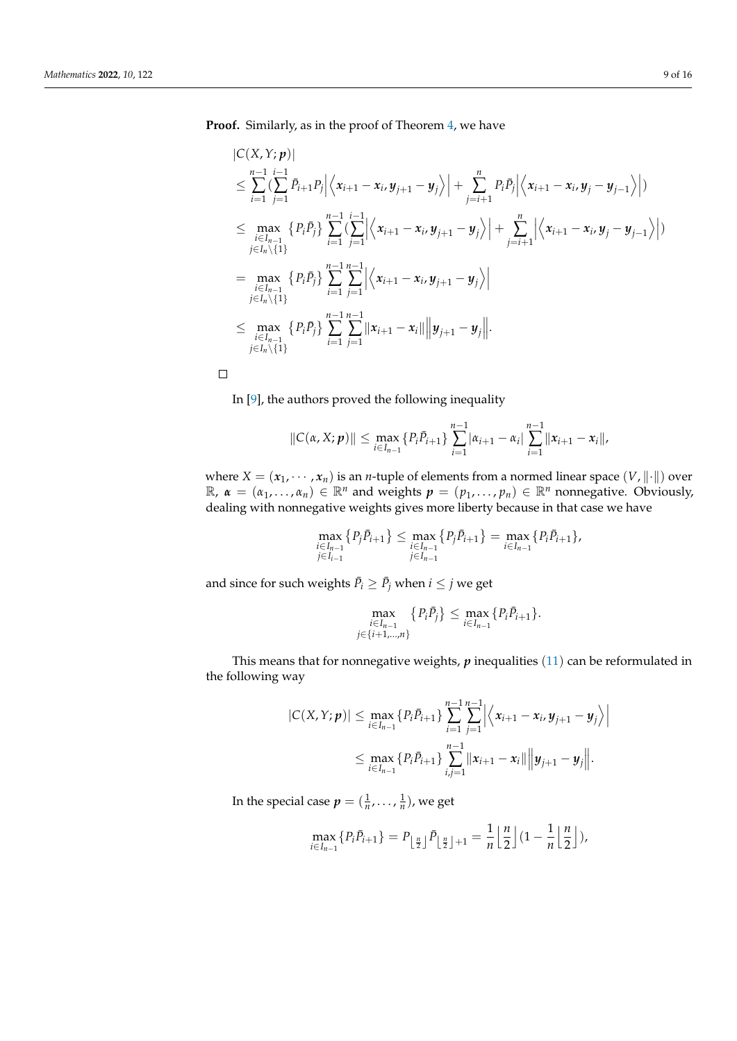**Proof.** Similarly, as in the proof of Theorem 4, we have

$$
\begin{aligned}
&|C(X,Y;\boldsymbol{p})| \\
&\leq \sum_{i=1}^{n-1} \Big( \sum_{j=1}^{i-1} \bar{P}_{i+1} P_j \Big| \Big\langle \boldsymbol{x}_{i+1} - \boldsymbol{x}_i, \boldsymbol{y}_{j+1} - \boldsymbol{y}_j \Big\rangle \Big| + \sum_{j=i+1}^{n} P_i \bar{P}_j \Big| \Big\langle \boldsymbol{x}_{i+1} - \boldsymbol{x}_i, \boldsymbol{y}_j - \boldsymbol{y}_{j-1} \Big\rangle \Big| \Big) \\
&\leq \max_{\substack{i \in I_{n-1} \\ j \in I_n \setminus \{1\}}} \{P_i \bar{P}_j\} \sum_{i=1}^{n-1} \Big( \sum_{j=1}^{i-1} \Big| \Big\langle \boldsymbol{x}_{i+1} - \boldsymbol{x}_i, \boldsymbol{y}_{j+1} - \boldsymbol{y}_j \Big\rangle \Big| + \sum_{j=i+1}^{n} \Big| \Big\langle \boldsymbol{x}_{i+1} - \boldsymbol{x}_i, \boldsymbol{y}_j - \boldsymbol{y}_{j-1} \Big\rangle \Big| \Big) \\
&= \max_{\substack{i \in I_{n-1} \\ j \in I_n \setminus \{1\}}} \{P_i \bar{P}_j\} \sum_{i=1}^{n-1} \sum_{j=1}^{n-1} \Big| \Big\langle \boldsymbol{x}_{i+1} - \boldsymbol{x}_i, \boldsymbol{y}_{j+1} - \boldsymbol{y}_j \Big\rangle \Big| \\
&\leq \max_{\substack{i \in I_{n-1} \\ j \in I_n \setminus \{1\}}} \{P_i \bar{P}_j\} \sum_{i=1}^{n-1} \sum_{j=1}^{n-1} \|\boldsymbol{x}_{i+1} - \boldsymbol{x}_i\| \Big\| \boldsymbol{y}_{j+1} - \boldsymbol{y}_j \Big\|.
\end{aligned}
$$

□

In [9], the authors proved the following inequality

$$
\|C(\alpha, X; \boldsymbol{p})\| \leq \max_{i \in I_{n-1}} \{P_i \bar{P}_{i+1}\} \sum_{i=1}^{n-1} |\alpha_{i+1} - \alpha_i| \sum_{i=1}^{n-1} \|\boldsymbol{x}_{i+1} - \boldsymbol{x}_i\|,
$$

where $X = (\boldsymbol{x}_1, \cdots, \boldsymbol{x}_n)$ is an $n$-tuple of elements from a normed linear space $(V, \|\cdot\|)$ over $\mathbb{R}$, $\boldsymbol{\alpha} = (\alpha_1, \ldots, \alpha_n) \in \mathbb{R}^n$ and weights $\boldsymbol{p} = (p_1, \ldots, p_n) \in \mathbb{R}^n$ nonnegative. Obviously, dealing with nonnegative weights gives more liberty because in that case we have

$$
\max_{\substack{i \in I_{n-1} \\ j \in I_{i-1}}} \{P_j \bar{P}_{i+1}\} \leq \max_{\substack{i \in I_{n-1} \\ j \in I_{n-1}}} \{P_j \bar{P}_{i+1}\} = \max_{i \in I_{n-1}} \{P_i \bar{P}_{i+1}\},
$$

and since for such weights $\bar{P}_i \geq \bar{P}_j$ when $i \leq j$ we get

$$
\max_{\substack{i \in I_{n-1} \\ j \in \{i+1, \ldots, n\}}} \{P_i \bar{P}_j\} \leq \max_{i \in I_{n-1}} \{P_i \bar{P}_{i+1}\}.
$$

This means that for nonnegative weights, $\boldsymbol{p}$ inequalities (11) can be reformulated in the following way

$$
\begin{aligned}
|C(X,Y;\boldsymbol{p})| &\leq \max_{i \in I_{n-1}} \{P_i \bar{P}_{i+1}\} \sum_{i=1}^{n-1} \sum_{j=1}^{n-1} \Big| \Big\langle \boldsymbol{x}_{i+1} - \boldsymbol{x}_i, \boldsymbol{y}_{j+1} - \boldsymbol{y}_j \Big\rangle \Big| \\
&\leq \max_{i \in I_{n-1}} \{P_i \bar{P}_{i+1}\} \sum_{i,j=1}^{n-1} \|\boldsymbol{x}_{i+1} - \boldsymbol{x}_i\| \Big\| \boldsymbol{y}_{j+1} - \boldsymbol{y}_j \Big\|.
\end{aligned}
$$

In the special case $\boldsymbol{p} = (\frac{1}{n}, \ldots, \frac{1}{n})$, we get

$$
\max_{i \in I_{n-1}} \{P_i \bar{P}_{i+1}\} = P_{\lfloor \frac{n}{2} \rfloor} \bar{P}_{\lfloor \frac{n}{2} \rfloor + 1} = \frac{1}{n} \Big\lfloor \frac{n}{2} \Big\rfloor \Big(1 - \frac{1}{n} \Big\lfloor \frac{n}{2} \Big\rfloor\Big),
$$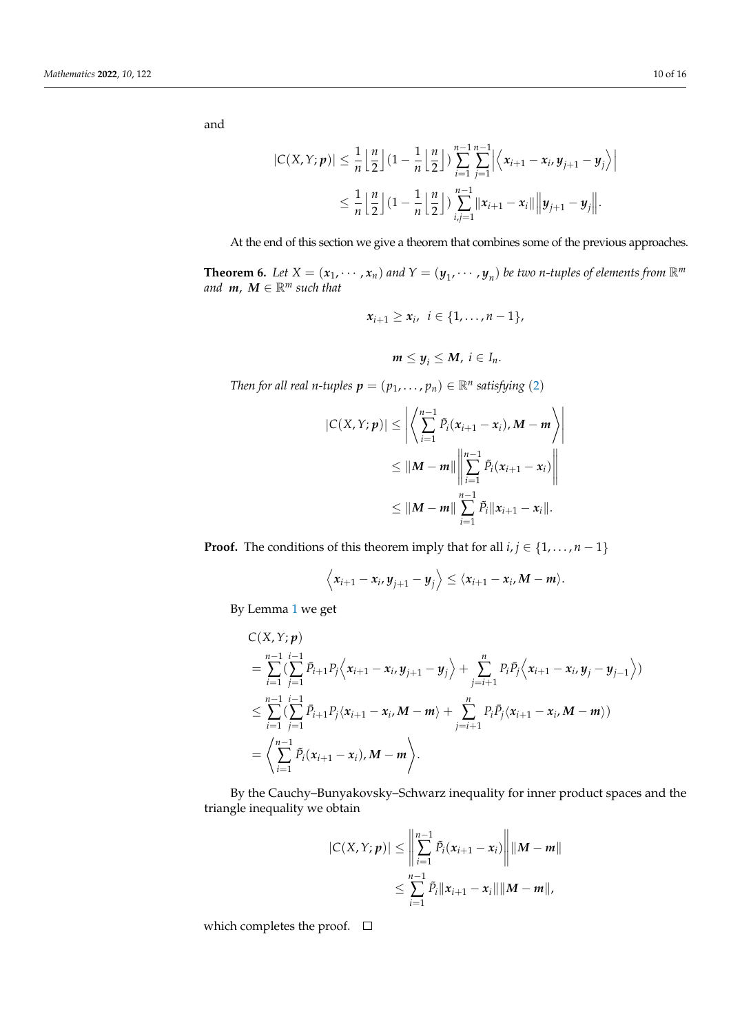and

$$|C(X,Y;\boldsymbol{p})| \leq \frac{1}{n}\left\lfloor\frac{n}{2}\right\rfloor(1-\frac{1}{n}\left\lfloor\frac{n}{2}\right\rfloor)\sum_{i=1}^{n-1}\sum_{j=1}^{n-1}\left|\left\langle \boldsymbol{x}_{i+1}-\boldsymbol{x}_i, \boldsymbol{y}_{j+1}-\boldsymbol{y}_j\right\rangle\right|$$
$$\leq \frac{1}{n}\left\lfloor\frac{n}{2}\right\rfloor(1-\frac{1}{n}\left\lfloor\frac{n}{2}\right\rfloor)\sum_{i,j=1}^{n-1}\|\boldsymbol{x}_{i+1}-\boldsymbol{x}_i\|\left\|\boldsymbol{y}_{j+1}-\boldsymbol{y}_j\right\|.$$

At the end of this section we give a theorem that combines some of the previous approaches.

**Theorem 6.** *Let $X=(\boldsymbol{x}_1,\cdots,\boldsymbol{x}_n)$ and $Y=(\boldsymbol{y}_1,\cdots,\boldsymbol{y}_n)$ be two n-tuples of elements from $\mathbb{R}^m$ and $\boldsymbol{m}$, $\boldsymbol{M}\in\mathbb{R}^m$ such that*

$$\boldsymbol{x}_{i+1}\geq\boldsymbol{x}_i,\ \ i\in\{1,\ldots,n-1\},$$

$$\boldsymbol{m}\leq\boldsymbol{y}_i\leq\boldsymbol{M},\ i\in I_n.$$

*Then for all real n-tuples $\boldsymbol{p}=(p_1,\ldots,p_n)\in\mathbb{R}^n$ satisfying (2)*

$$|C(X,Y;\boldsymbol{p})| \leq \left|\left\langle\sum_{i=1}^{n-1}\tilde{P}_i(\boldsymbol{x}_{i+1}-\boldsymbol{x}_i),\boldsymbol{M}-\boldsymbol{m}\right\rangle\right|$$
$$\leq \|\boldsymbol{M}-\boldsymbol{m}\|\left\|\sum_{i=1}^{n-1}\tilde{P}_i(\boldsymbol{x}_{i+1}-\boldsymbol{x}_i)\right\|$$
$$\leq \|\boldsymbol{M}-\boldsymbol{m}\|\sum_{i=1}^{n-1}\tilde{P}_i\|\boldsymbol{x}_{i+1}-\boldsymbol{x}_i\|.$$

**Proof.** The conditions of this theorem imply that for all $i,j\in\{1,\ldots,n-1\}$

$$\left\langle\boldsymbol{x}_{i+1}-\boldsymbol{x}_i,\boldsymbol{y}_{j+1}-\boldsymbol{y}_j\right\rangle\leq\langle\boldsymbol{x}_{i+1}-\boldsymbol{x}_i,\boldsymbol{M}-\boldsymbol{m}\rangle.$$

By Lemma 1 we get

$$\begin{aligned}
&C(X,Y;\boldsymbol{p})\\
&=\sum_{i=1}^{n-1}(\sum_{j=1}^{i-1}\bar{P}_{i+1}P_j\left\langle\boldsymbol{x}_{i+1}-\boldsymbol{x}_i,\boldsymbol{y}_{j+1}-\boldsymbol{y}_j\right\rangle+\sum_{j=i+1}^{n}P_i\bar{P}_j\left\langle\boldsymbol{x}_{i+1}-\boldsymbol{x}_i,\boldsymbol{y}_j-\boldsymbol{y}_{j-1}\right\rangle)\\
&\leq\sum_{i=1}^{n-1}(\sum_{j=1}^{i-1}\bar{P}_{i+1}P_j\langle\boldsymbol{x}_{i+1}-\boldsymbol{x}_i,\boldsymbol{M}-\boldsymbol{m}\rangle+\sum_{j=i+1}^{n}P_i\bar{P}_j\langle\boldsymbol{x}_{i+1}-\boldsymbol{x}_i,\boldsymbol{M}-\boldsymbol{m}\rangle)\\
&=\left\langle\sum_{i=1}^{n-1}\tilde{P}_i(\boldsymbol{x}_{i+1}-\boldsymbol{x}_i),\boldsymbol{M}-\boldsymbol{m}\right\rangle.
\end{aligned}$$

By the Cauchy–Bunyakovsky–Schwarz inequality for inner product spaces and the triangle inequality we obtain

$$|C(X,Y;\boldsymbol{p})| \leq \left\|\sum_{i=1}^{n-1}\tilde{P}_i(\boldsymbol{x}_{i+1}-\boldsymbol{x}_i)\right\|\|\boldsymbol{M}-\boldsymbol{m}\|$$
$$\leq\sum_{i=1}^{n-1}\tilde{P}_i\|\boldsymbol{x}_{i+1}-\boldsymbol{x}_i\|\|\boldsymbol{M}-\boldsymbol{m}\|,$$

which completes the proof. □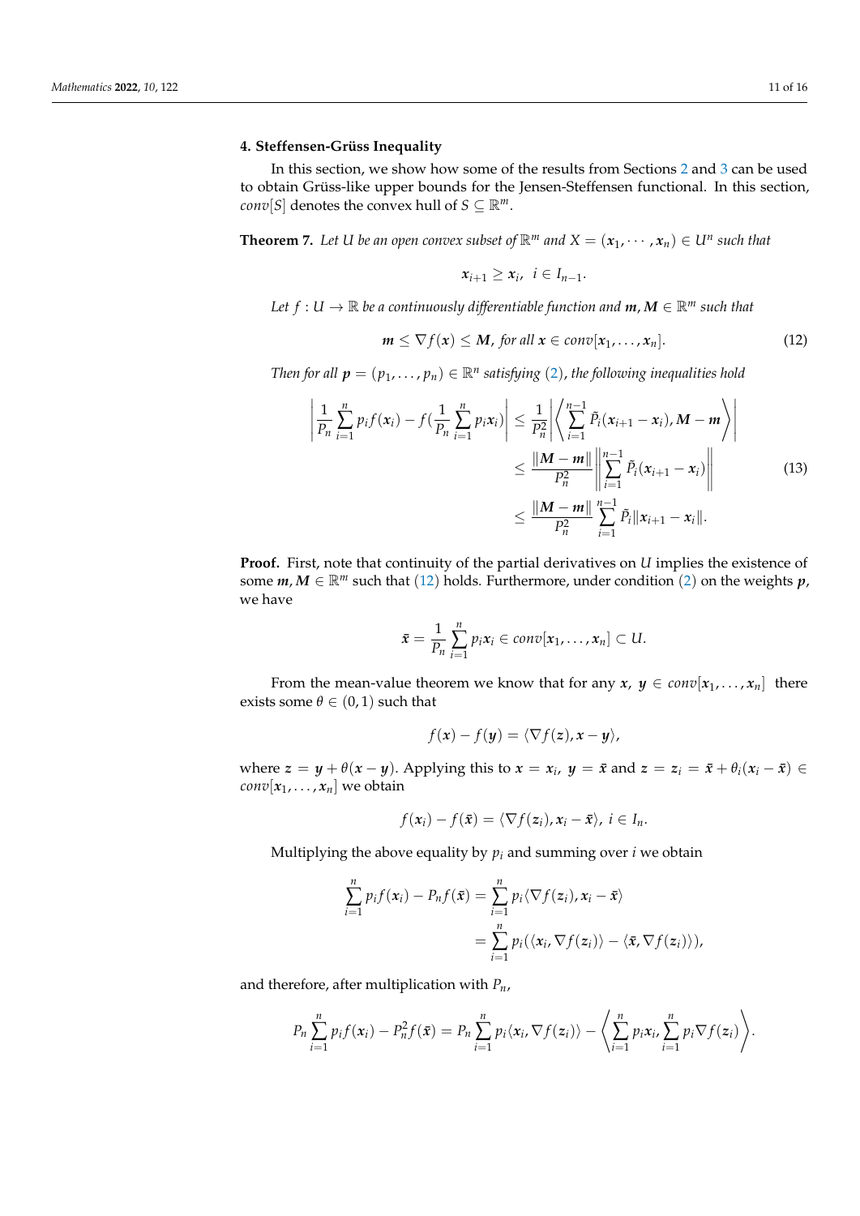## 4. Steffensen-Grüss Inequality

In this section, we show how some of the results from Sections 2 and 3 can be used to obtain Grüss-like upper bounds for the Jensen-Steffensen functional. In this section, $conv[S]$ denotes the convex hull of $S \subseteq \mathbb{R}^m$.

**Theorem 7.** *Let $U$ be an open convex subset of $\mathbb{R}^m$ and $X = (\boldsymbol{x}_1, \cdots, \boldsymbol{x}_n) \in U^n$ such that*

$$\boldsymbol{x}_{i+1} \geq \boldsymbol{x}_i, \ \ i \in I_{n-1}.$$

*Let $f : U \to \mathbb{R}$ be a continuously differentiable function and $\boldsymbol{m}, \boldsymbol{M} \in \mathbb{R}^m$ such that*

$$\boldsymbol{m} \leq \nabla f(\boldsymbol{x}) \leq \boldsymbol{M}, \text{ for all } \boldsymbol{x} \in conv[\boldsymbol{x}_1, \dots, \boldsymbol{x}_n]. \tag{12}$$

*Then for all $\boldsymbol{p} = (p_1, \dots, p_n) \in \mathbb{R}^n$ satisfying (2), the following inequalities hold*

$$\begin{aligned}
\left| \frac{1}{P_n} \sum_{i=1}^{n} p_i f(\boldsymbol{x}_i) - f\left(\frac{1}{P_n} \sum_{i=1}^{n} p_i \boldsymbol{x}_i\right) \right| &\leq \frac{1}{P_n^2} \left| \left\langle \sum_{i=1}^{n-1} \tilde{P}_i (\boldsymbol{x}_{i+1} - \boldsymbol{x}_i), \boldsymbol{M} - \boldsymbol{m} \right\rangle \right| \\
&\leq \frac{\|\boldsymbol{M} - \boldsymbol{m}\|}{P_n^2} \left\| \sum_{i=1}^{n-1} \tilde{P}_i (\boldsymbol{x}_{i+1} - \boldsymbol{x}_i) \right\| \\
&\leq \frac{\|\boldsymbol{M} - \boldsymbol{m}\|}{P_n^2} \sum_{i=1}^{n-1} \tilde{P}_i \|\boldsymbol{x}_{i+1} - \boldsymbol{x}_i\|.
\end{aligned} \tag{13}$$

**Proof.** First, note that continuity of the partial derivatives on $U$ implies the existence of some $\boldsymbol{m}, \boldsymbol{M} \in \mathbb{R}^m$ such that (12) holds. Furthermore, under condition (2) on the weights $\boldsymbol{p}$, we have

$$\bar{\boldsymbol{x}} = \frac{1}{P_n} \sum_{i=1}^{n} p_i \boldsymbol{x}_i \in conv[\boldsymbol{x}_1, \dots, \boldsymbol{x}_n] \subset U.$$

From the mean-value theorem we know that for any $\boldsymbol{x}, \ \boldsymbol{y} \in conv[\boldsymbol{x}_1, \dots, \boldsymbol{x}_n]$ there exists some $\theta \in (0,1)$ such that

$$f(\boldsymbol{x}) - f(\boldsymbol{y}) = \langle \nabla f(\boldsymbol{z}), \boldsymbol{x} - \boldsymbol{y} \rangle,$$

where $\boldsymbol{z} = \boldsymbol{y} + \theta(\boldsymbol{x} - \boldsymbol{y})$. Applying this to $\boldsymbol{x} = \boldsymbol{x}_i, \ \boldsymbol{y} = \bar{\boldsymbol{x}}$ and $\boldsymbol{z} = \boldsymbol{z}_i = \bar{\boldsymbol{x}} + \theta_i(\boldsymbol{x}_i - \bar{\boldsymbol{x}}) \in conv[\boldsymbol{x}_1, \dots, \boldsymbol{x}_n]$ we obtain

$$f(\boldsymbol{x}_i) - f(\bar{\boldsymbol{x}}) = \langle \nabla f(\boldsymbol{z}_i), \boldsymbol{x}_i - \bar{\boldsymbol{x}} \rangle, \ i \in I_n.$$

Multiplying the above equality by $p_i$ and summing over $i$ we obtain

$$\begin{aligned}
\sum_{i=1}^{n} p_i f(\boldsymbol{x}_i) - P_n f(\bar{\boldsymbol{x}}) &= \sum_{i=1}^{n} p_i \langle \nabla f(\boldsymbol{z}_i), \boldsymbol{x}_i - \bar{\boldsymbol{x}} \rangle \\
&= \sum_{i=1}^{n} p_i (\langle \boldsymbol{x}_i, \nabla f(\boldsymbol{z}_i) \rangle - \langle \bar{\boldsymbol{x}}, \nabla f(\boldsymbol{z}_i) \rangle),
\end{aligned}$$

and therefore, after multiplication with $P_n$,

$$P_n \sum_{i=1}^{n} p_i f(\boldsymbol{x}_i) - P_n^2 f(\bar{\boldsymbol{x}}) = P_n \sum_{i=1}^{n} p_i \langle \boldsymbol{x}_i, \nabla f(\boldsymbol{z}_i) \rangle - \left\langle \sum_{i=1}^{n} p_i \boldsymbol{x}_i, \sum_{i=1}^{n} p_i \nabla f(\boldsymbol{z}_i) \right\rangle.$$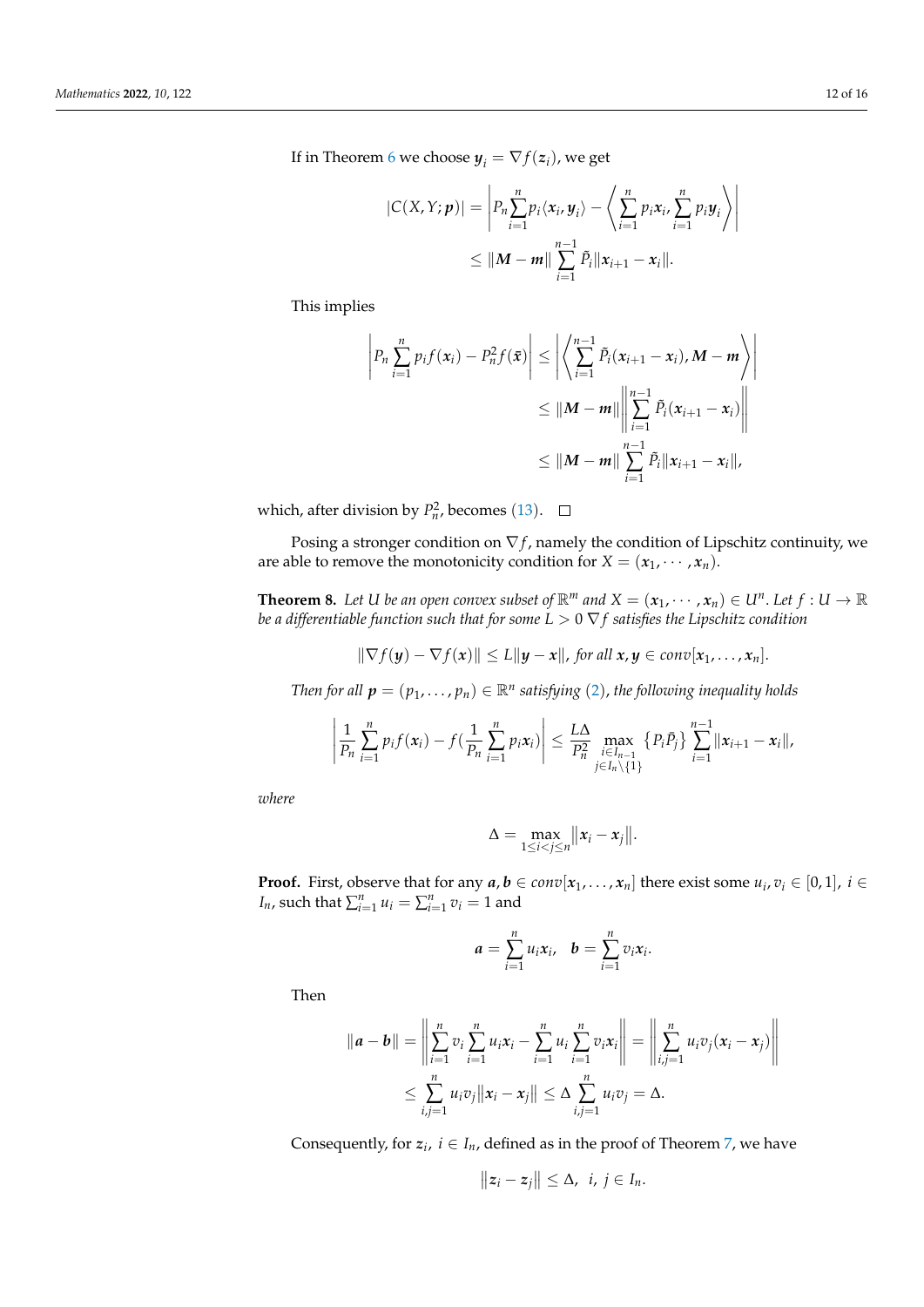If in Theorem 6 we choose $\boldsymbol{y}_i = \nabla f(\boldsymbol{z}_i)$, we get

$$
\begin{aligned}
|C(X,Y;\boldsymbol{p})| &= \left| P_n \sum_{i=1}^{n} p_i \langle \boldsymbol{x}_i, \boldsymbol{y}_i \rangle - \left\langle \sum_{i=1}^{n} p_i \boldsymbol{x}_i, \sum_{i=1}^{n} p_i \boldsymbol{y}_i \right\rangle \right| \\
&\leq \|\boldsymbol{M} - \boldsymbol{m}\| \sum_{i=1}^{n-1} \tilde{P}_i \|\boldsymbol{x}_{i+1} - \boldsymbol{x}_i\|.
\end{aligned}
$$

This implies

$$
\begin{aligned}
\left| P_n \sum_{i=1}^{n} p_i f(\boldsymbol{x}_i) - P_n^2 f(\bar{\boldsymbol{x}}) \right| &\leq \left| \left\langle \sum_{i=1}^{n-1} \tilde{P}_i (\boldsymbol{x}_{i+1} - \boldsymbol{x}_i), \boldsymbol{M} - \boldsymbol{m} \right\rangle \right| \\
&\leq \|\boldsymbol{M} - \boldsymbol{m}\| \left\| \sum_{i=1}^{n-1} \tilde{P}_i (\boldsymbol{x}_{i+1} - \boldsymbol{x}_i) \right\| \\
&\leq \|\boldsymbol{M} - \boldsymbol{m}\| \sum_{i=1}^{n-1} \tilde{P}_i \|\boldsymbol{x}_{i+1} - \boldsymbol{x}_i\|,
\end{aligned}
$$

which, after division by $P_n^2$, becomes (13). □

Posing a stronger condition on $\nabla f$, namely the condition of Lipschitz continuity, we are able to remove the monotonicity condition for $X = (\boldsymbol{x}_1, \cdots, \boldsymbol{x}_n)$.

**Theorem 8.** *Let $U$ be an open convex subset of $\mathbb{R}^m$ and $X = (\boldsymbol{x}_1, \cdots, \boldsymbol{x}_n) \in U^n$. Let $f : U \to \mathbb{R}$ be a differentiable function such that for some $L > 0$ $\nabla f$ satisfies the Lipschitz condition*

$$
\|\nabla f(\boldsymbol{y}) - \nabla f(\boldsymbol{x})\| \leq L \|\boldsymbol{y} - \boldsymbol{x}\|, \text{ for all } \boldsymbol{x}, \boldsymbol{y} \in conv[\boldsymbol{x}_1, \ldots, \boldsymbol{x}_n].
$$

*Then for all $\boldsymbol{p} = (p_1, \ldots, p_n) \in \mathbb{R}^n$ satisfying (2), the following inequality holds*

$$
\left| \frac{1}{P_n} \sum_{i=1}^{n} p_i f(\boldsymbol{x}_i) - f\Big(\frac{1}{P_n} \sum_{i=1}^{n} p_i \boldsymbol{x}_i\Big) \right| \leq \frac{L\Delta}{P_n^2} \max_{\substack{i \in I_{n-1} \\ j \in I_n \setminus \{1\}}} \left\{ P_i \bar{P}_j \right\} \sum_{i=1}^{n-1} \|\boldsymbol{x}_{i+1} - \boldsymbol{x}_i\|,
$$

*where*

$$
\Delta = \max_{1 \leq i < j \leq n} \left\| \boldsymbol{x}_i - \boldsymbol{x}_j \right\|.
$$

**Proof.** First, observe that for any $\boldsymbol{a}, \boldsymbol{b} \in conv[\boldsymbol{x}_1, \ldots, \boldsymbol{x}_n]$ there exist some $u_i, v_i \in [0,1]$, $i \in I_n$, such that $\sum_{i=1}^{n} u_i = \sum_{i=1}^{n} v_i = 1$ and

$$
\boldsymbol{a} = \sum_{i=1}^{n} u_i \boldsymbol{x}_i, \quad \boldsymbol{b} = \sum_{i=1}^{n} v_i \boldsymbol{x}_i.
$$

Then

$$
\begin{aligned}
\|\boldsymbol{a} - \boldsymbol{b}\| &= \left\| \sum_{i=1}^{n} v_i \sum_{i=1}^{n} u_i \boldsymbol{x}_i - \sum_{i=1}^{n} u_i \sum_{i=1}^{n} v_i \boldsymbol{x}_i \right\| = \left\| \sum_{i,j=1}^{n} u_i v_j (\boldsymbol{x}_i - \boldsymbol{x}_j) \right\| \\
&\leq \sum_{i,j=1}^{n} u_i v_j \left\| \boldsymbol{x}_i - \boldsymbol{x}_j \right\| \leq \Delta \sum_{i,j=1}^{n} u_i v_j = \Delta.
\end{aligned}
$$

Consequently, for $\boldsymbol{z}_i$, $i \in I_n$, defined as in the proof of Theorem 7, we have

$$
\left\| \boldsymbol{z}_i - \boldsymbol{z}_j \right\| \leq \Delta, \ \ i, j \in I_n.
$$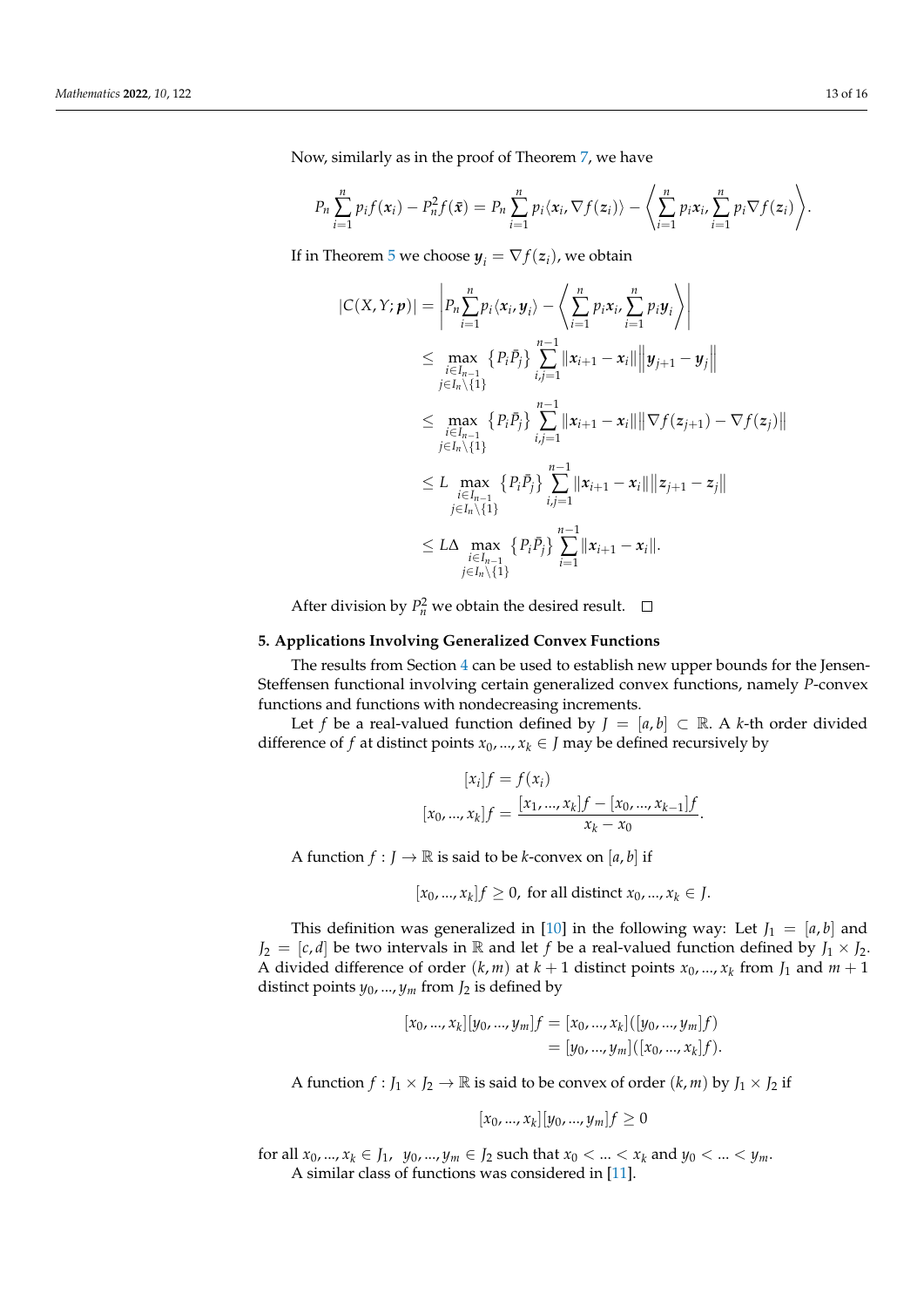Now, similarly as in the proof of Theorem 7, we have

$$P_n \sum_{i=1}^{n} p_i f(\boldsymbol{x}_i) - P_n^2 f(\bar{\boldsymbol{x}}) = P_n \sum_{i=1}^{n} p_i \langle \boldsymbol{x}_i, \nabla f(\boldsymbol{z}_i) \rangle - \left\langle \sum_{i=1}^{n} p_i \boldsymbol{x}_i, \sum_{i=1}^{n} p_i \nabla f(\boldsymbol{z}_i) \right\rangle.$$

If in Theorem 5 we choose $\boldsymbol{y}_i = \nabla f(\boldsymbol{z}_i)$, we obtain

$$\begin{aligned}
|C(X, Y; \boldsymbol{p})| &= \left| P_n \sum_{i=1}^{n} p_i \langle \boldsymbol{x}_i, \boldsymbol{y}_i \rangle - \left\langle \sum_{i=1}^{n} p_i \boldsymbol{x}_i, \sum_{i=1}^{n} p_i \boldsymbol{y}_i \right\rangle \right| \\
&\leq \max_{\substack{i \in I_{n-1} \\ j \in I_n \setminus \{1\}}} \left\{ P_i \bar{P}_j \right\} \sum_{i,j=1}^{n-1} \|\boldsymbol{x}_{i+1} - \boldsymbol{x}_i\| \left\| \boldsymbol{y}_{j+1} - \boldsymbol{y}_j \right\| \\
&\leq \max_{\substack{i \in I_{n-1} \\ j \in I_n \setminus \{1\}}} \left\{ P_i \bar{P}_j \right\} \sum_{i,j=1}^{n-1} \|\boldsymbol{x}_{i+1} - \boldsymbol{x}_i\| \left\| \nabla f(\boldsymbol{z}_{j+1}) - \nabla f(\boldsymbol{z}_j) \right\| \\
&\leq L \max_{\substack{i \in I_{n-1} \\ j \in I_n \setminus \{1\}}} \left\{ P_i \bar{P}_j \right\} \sum_{i,j=1}^{n-1} \|\boldsymbol{x}_{i+1} - \boldsymbol{x}_i\| \left\| \boldsymbol{z}_{j+1} - \boldsymbol{z}_j \right\| \\
&\leq L\Delta \max_{\substack{i \in I_{n-1} \\ j \in I_n \setminus \{1\}}} \left\{ P_i \bar{P}_j \right\} \sum_{i=1}^{n-1} \|\boldsymbol{x}_{i+1} - \boldsymbol{x}_i\|.
\end{aligned}$$

After division by $P_n^2$ we obtain the desired result. □

## 5. Applications Involving Generalized Convex Functions

The results from Section 4 can be used to establish new upper bounds for the Jensen-Steffensen functional involving certain generalized convex functions, namely $P$-convex functions and functions with nondecreasing increments.

Let $f$ be a real-valued function defined by $J = [a, b] \subset \mathbb{R}$. A $k$-th order divided difference of $f$ at distinct points $x_0, \ldots, x_k \in J$ may be defined recursively by

$$\begin{aligned}
[x_i]f &= f(x_i) \\
[x_0, \ldots, x_k]f &= \frac{[x_1, \ldots, x_k]f - [x_0, \ldots, x_{k-1}]f}{x_k - x_0}.
\end{aligned}$$

A function $f : J \to \mathbb{R}$ is said to be $k$-convex on $[a, b]$ if

$$[x_0, \ldots, x_k]f \geq 0, \text{ for all distinct } x_0, \ldots, x_k \in J.$$

This definition was generalized in [10] in the following way: Let $J_1 = [a, b]$ and $J_2 = [c, d]$ be two intervals in $\mathbb{R}$ and let $f$ be a real-valued function defined by $J_1 \times J_2$. A divided difference of order $(k, m)$ at $k + 1$ distinct points $x_0, \ldots, x_k$ from $J_1$ and $m + 1$ distinct points $y_0, \ldots, y_m$ from $J_2$ is defined by

$$\begin{aligned}
[x_0, \ldots, x_k][y_0, \ldots, y_m]f &= [x_0, \ldots, x_k]([y_0, \ldots, y_m]f) \\
&= [y_0, \ldots, y_m]([x_0, \ldots, x_k]f).
\end{aligned}$$

A function $f : J_1 \times J_2 \to \mathbb{R}$ is said to be convex of order $(k, m)$ by $J_1 \times J_2$ if

$$[x_0, \ldots, x_k][y_0, \ldots, y_m]f \geq 0$$

for all $x_0, \ldots, x_k \in J_1$, $y_0, \ldots, y_m \in J_2$ such that $x_0 < \ldots < x_k$ and $y_0 < \ldots < y_m$.

A similar class of functions was considered in [11].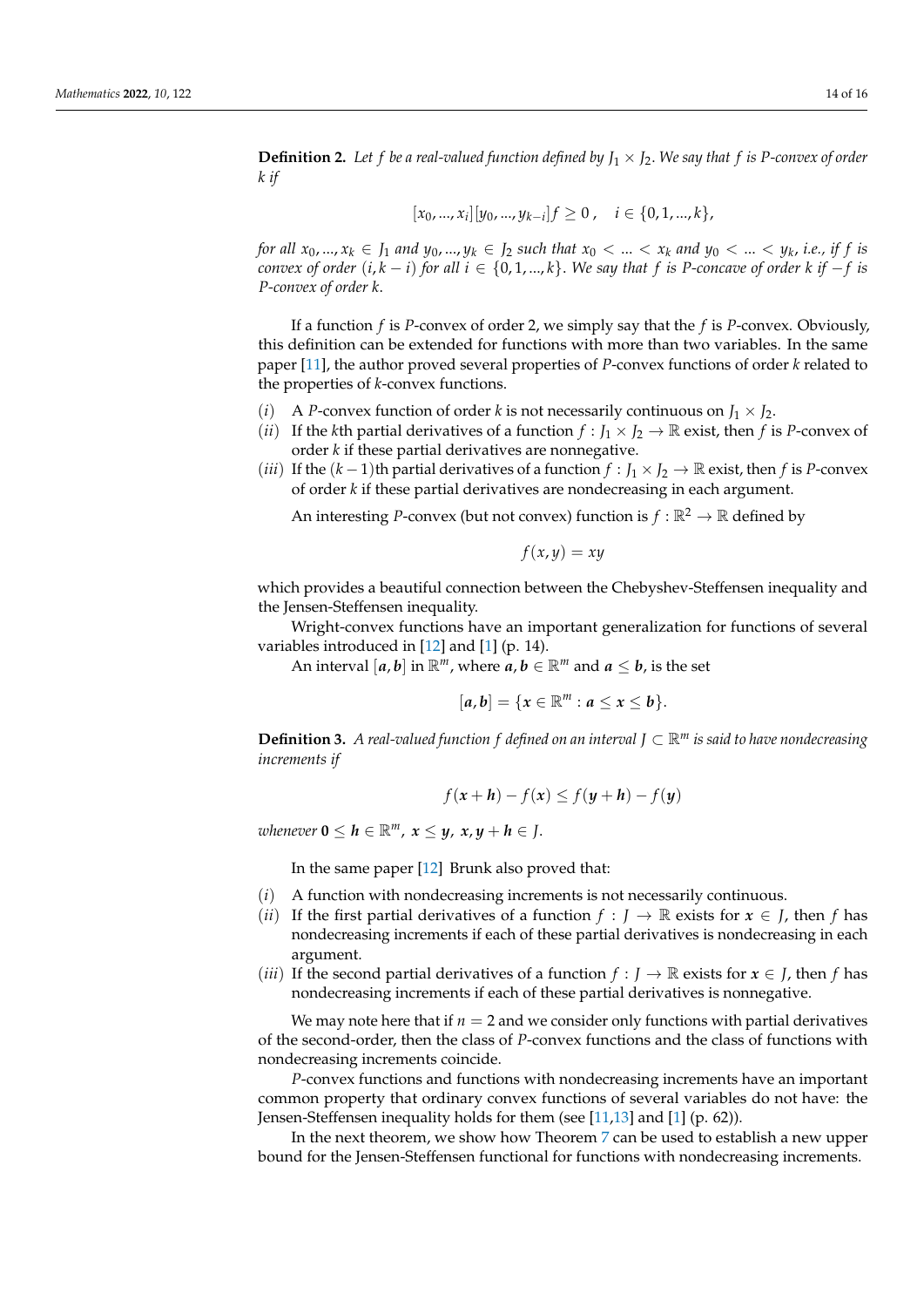**Definition 2.** *Let $f$ be a real-valued function defined by $J_1 \times J_2$. We say that $f$ is P-convex of order $k$ if*

$$[x_0, ..., x_i][y_0, ..., y_{k-i}]f \geq 0\,, \quad i \in \{0, 1, ..., k\},$$

*for all $x_0, ..., x_k \in J_1$ and $y_0, ..., y_k \in J_2$ such that $x_0 < ... < x_k$ and $y_0 < ... < y_k$, i.e., if $f$ is convex of order $(i, k-i)$ for all $i \in \{0, 1, ..., k\}$. We say that $f$ is P-concave of order $k$ if $-f$ is P-convex of order $k$.*

If a function $f$ is $P$-convex of order 2, we simply say that the $f$ is $P$-convex. Obviously, this definition can be extended for functions with more than two variables. In the same paper [11], the author proved several properties of $P$-convex functions of order $k$ related to the properties of $k$-convex functions.

- $(i)$ A $P$-convex function of order $k$ is not necessarily continuous on $J_1 \times J_2$.
- $(ii)$ If the $k$th partial derivatives of a function $f : J_1 \times J_2 \to \mathbb{R}$ exist, then $f$ is $P$-convex of order $k$ if these partial derivatives are nonnegative.
- $(iii)$ If the $(k-1)$th partial derivatives of a function $f : J_1 \times J_2 \to \mathbb{R}$ exist, then $f$ is $P$-convex of order $k$ if these partial derivatives are nondecreasing in each argument.

An interesting $P$-convex (but not convex) function is $f : \mathbb{R}^2 \to \mathbb{R}$ defined by

$$f(x, y) = xy$$

which provides a beautiful connection between the Chebyshev-Steffensen inequality and the Jensen-Steffensen inequality.

Wright-convex functions have an important generalization for functions of several variables introduced in [12] and [1] (p. 14).

An interval $[\boldsymbol{a}, \boldsymbol{b}]$ in $\mathbb{R}^m$, where $\boldsymbol{a}, \boldsymbol{b} \in \mathbb{R}^m$ and $\boldsymbol{a} \leq \boldsymbol{b}$, is the set

$$[\boldsymbol{a}, \boldsymbol{b}] = \{\boldsymbol{x} \in \mathbb{R}^m : \boldsymbol{a} \leq \boldsymbol{x} \leq \boldsymbol{b}\}.$$

**Definition 3.** *A real-valued function $f$ defined on an interval $J \subset \mathbb{R}^m$ is said to have nondecreasing increments if*

$$f(\boldsymbol{x} + \boldsymbol{h}) - f(\boldsymbol{x}) \leq f(\boldsymbol{y} + \boldsymbol{h}) - f(\boldsymbol{y})$$

*whenever $\boldsymbol{0} \leq \boldsymbol{h} \in \mathbb{R}^m$, $\boldsymbol{x} \leq \boldsymbol{y}$, $\boldsymbol{x}, \boldsymbol{y} + \boldsymbol{h} \in J$.*

In the same paper [12] Brunk also proved that:

- $(i)$ A function with nondecreasing increments is not necessarily continuous.
- $(ii)$ If the first partial derivatives of a function $f : J \to \mathbb{R}$ exists for $\boldsymbol{x} \in J$, then $f$ has nondecreasing increments if each of these partial derivatives is nondecreasing in each argument.
- $(iii)$ If the second partial derivatives of a function $f : J \to \mathbb{R}$ exists for $\boldsymbol{x} \in J$, then $f$ has nondecreasing increments if each of these partial derivatives is nonnegative.

We may note here that if $n = 2$ and we consider only functions with partial derivatives of the second-order, then the class of $P$-convex functions and the class of functions with nondecreasing increments coincide.

$P$-convex functions and functions with nondecreasing increments have an important common property that ordinary convex functions of several variables do not have: the Jensen-Steffensen inequality holds for them (see [11,13] and [1] (p. 62)).

In the next theorem, we show how Theorem 7 can be used to establish a new upper bound for the Jensen-Steffensen functional for functions with nondecreasing increments.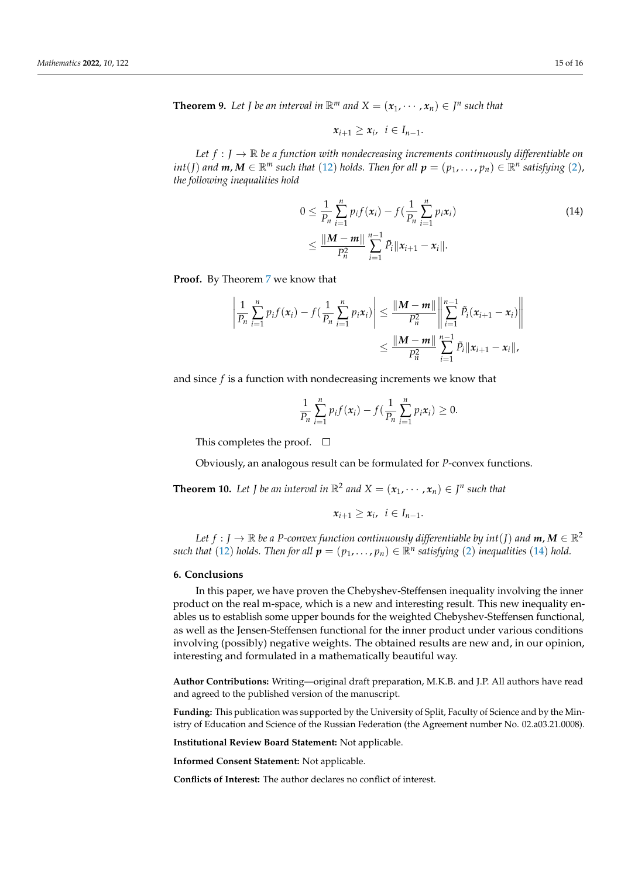**Theorem 9.** *Let $J$ be an interval in $\mathbb{R}^m$ and $X = (\boldsymbol{x}_1, \cdots, \boldsymbol{x}_n) \in J^n$ such that*

$$\boldsymbol{x}_{i+1} \geq \boldsymbol{x}_i, \ \ i \in I_{n-1}.$$

*Let $f : J \to \mathbb{R}$ be a function with nondecreasing increments continuously differentiable on $int(J)$ and $\boldsymbol{m}, \boldsymbol{M} \in \mathbb{R}^m$ such that (12) holds. Then for all $\boldsymbol{p} = (p_1, \ldots, p_n) \in \mathbb{R}^n$ satisfying (2), the following inequalities hold*

$$\begin{aligned} 0 &\leq \frac{1}{P_n}\sum_{i=1}^{n} p_i f(\boldsymbol{x}_i) - f\Big(\frac{1}{P_n}\sum_{i=1}^{n} p_i \boldsymbol{x}_i\Big) \\ &\leq \frac{\|\boldsymbol{M} - \boldsymbol{m}\|}{P_n^2}\sum_{i=1}^{n-1} \tilde{P}_i \|\boldsymbol{x}_{i+1} - \boldsymbol{x}_i\|. \end{aligned} \tag{14}$$

**Proof.** By Theorem 7 we know that

$$\begin{aligned} \left| \frac{1}{P_n}\sum_{i=1}^{n} p_i f(\boldsymbol{x}_i) - f\Big(\frac{1}{P_n}\sum_{i=1}^{n} p_i \boldsymbol{x}_i\Big) \right| &\leq \frac{\|\boldsymbol{M} - \boldsymbol{m}\|}{P_n^2} \left\| \sum_{i=1}^{n-1} \tilde{P}_i (\boldsymbol{x}_{i+1} - \boldsymbol{x}_i) \right\| \\ &\leq \frac{\|\boldsymbol{M} - \boldsymbol{m}\|}{P_n^2}\sum_{i=1}^{n-1} \tilde{P}_i \|\boldsymbol{x}_{i+1} - \boldsymbol{x}_i\|, \end{aligned}$$

and since $f$ is a function with nondecreasing increments we know that

$$\frac{1}{P_n}\sum_{i=1}^{n} p_i f(\boldsymbol{x}_i) - f\Big(\frac{1}{P_n}\sum_{i=1}^{n} p_i \boldsymbol{x}_i\Big) \geq 0.$$

This completes the proof. □

Obviously, an analogous result can be formulated for $P$-convex functions.

**Theorem 10.** *Let $J$ be an interval in $\mathbb{R}^2$ and $X = (\boldsymbol{x}_1, \cdots, \boldsymbol{x}_n) \in J^n$ such that*

$$\boldsymbol{x}_{i+1} \geq \boldsymbol{x}_i, \ \ i \in I_{n-1}.$$

*Let $f : J \to \mathbb{R}$ be a $P$-convex function continuously differentiable by $int(J)$ and $\boldsymbol{m}, \boldsymbol{M} \in \mathbb{R}^2$ such that (12) holds. Then for all $\boldsymbol{p} = (p_1, \ldots, p_n) \in \mathbb{R}^n$ satisfying (2) inequalities (14) hold.*

## 6. Conclusions

In this paper, we have proven the Chebyshev-Steffensen inequality involving the inner product on the real m-space, which is a new and interesting result. This new inequality enables us to establish some upper bounds for the weighted Chebyshev-Steffensen functional, as well as the Jensen-Steffensen functional for the inner product under various conditions involving (possibly) negative weights. The obtained results are new and, in our opinion, interesting and formulated in a mathematically beautiful way.

**Author Contributions:** Writing—original draft preparation, M.K.B. and J.P. All authors have read and agreed to the published version of the manuscript.

**Funding:** This publication was supported by the University of Split, Faculty of Science and by the Ministry of Education and Science of the Russian Federation (the Agreement number No. 02.a03.21.0008).

**Institutional Review Board Statement:** Not applicable.

**Informed Consent Statement:** Not applicable.

**Conflicts of Interest:** The author declares no conflict of interest.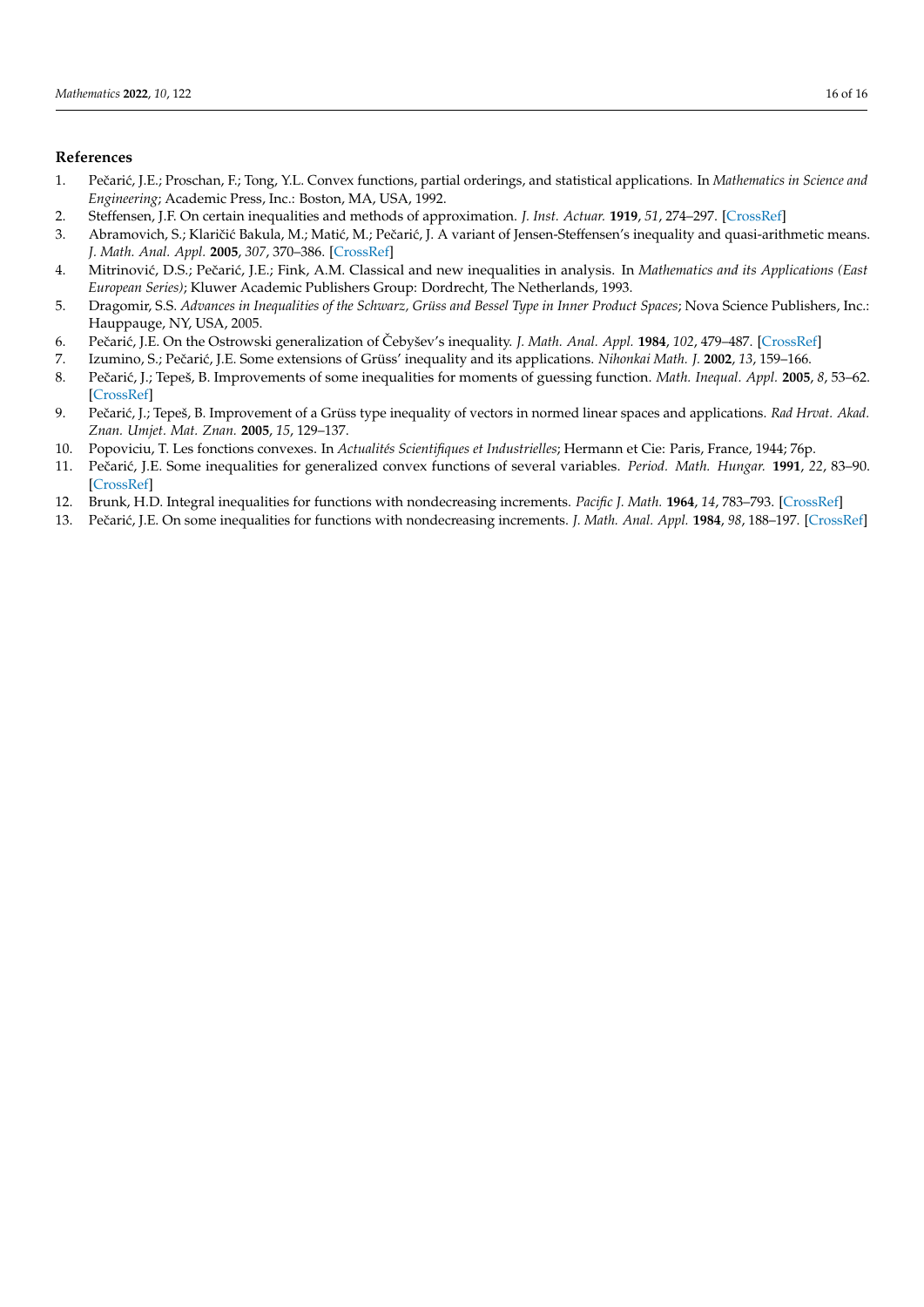## References

1. Pečarić, J.E.; Proschan, F.; Tong, Y.L. Convex functions, partial orderings, and statistical applications. In *Mathematics in Science and Engineering*; Academic Press, Inc.: Boston, MA, USA, 1992.
2. Steffensen, J.F. On certain inequalities and methods of approximation. *J. Inst. Actuar.* **1919**, *51*, 274–297. [CrossRef]
3. Abramovich, S.; Klaričić Bakula, M.; Matić, M.; Pečarić, J. A variant of Jensen-Steffensen's inequality and quasi-arithmetic means. *J. Math. Anal. Appl.* **2005**, *307*, 370–386. [CrossRef]
4. Mitrinović, D.S.; Pečarić, J.E.; Fink, A.M. Classical and new inequalities in analysis. In *Mathematics and its Applications (East European Series)*; Kluwer Academic Publishers Group: Dordrecht, The Netherlands, 1993.
5. Dragomir, S.S. *Advances in Inequalities of the Schwarz, Grüss and Bessel Type in Inner Product Spaces*; Nova Science Publishers, Inc.: Hauppauge, NY, USA, 2005.
6. Pečarić, J.E. On the Ostrowski generalization of Čebyšev's inequality. *J. Math. Anal. Appl.* **1984**, *102*, 479–487. [CrossRef]
7. Izumino, S.; Pečarić, J.E. Some extensions of Grüss' inequality and its applications. *Nihonkai Math. J.* **2002**, *13*, 159–166.
8. Pečarić, J.; Tepeš, B. Improvements of some inequalities for moments of guessing function. *Math. Inequal. Appl.* **2005**, *8*, 53–62. [CrossRef]
9. Pečarić, J.; Tepeš, B. Improvement of a Grüss type inequality of vectors in normed linear spaces and applications. *Rad Hrvat. Akad. Znan. Umjet. Mat. Znan.* **2005**, *15*, 129–137.
10. Popoviciu, T. Les fonctions convexes. In *Actualités Scientifiques et Industrielles*; Hermann et Cie: Paris, France, 1944; 76p.
11. Pečarić, J.E. Some inequalities for generalized convex functions of several variables. *Period. Math. Hungar.* **1991**, *22*, 83–90. [CrossRef]
12. Brunk, H.D. Integral inequalities for functions with nondecreasing increments. *Pacific J. Math.* **1964**, *14*, 783–793. [CrossRef]
13. Pečarić, J.E. On some inequalities for functions with nondecreasing increments. *J. Math. Anal. Appl.* **1984**, *98*, 188–197. [CrossRef]